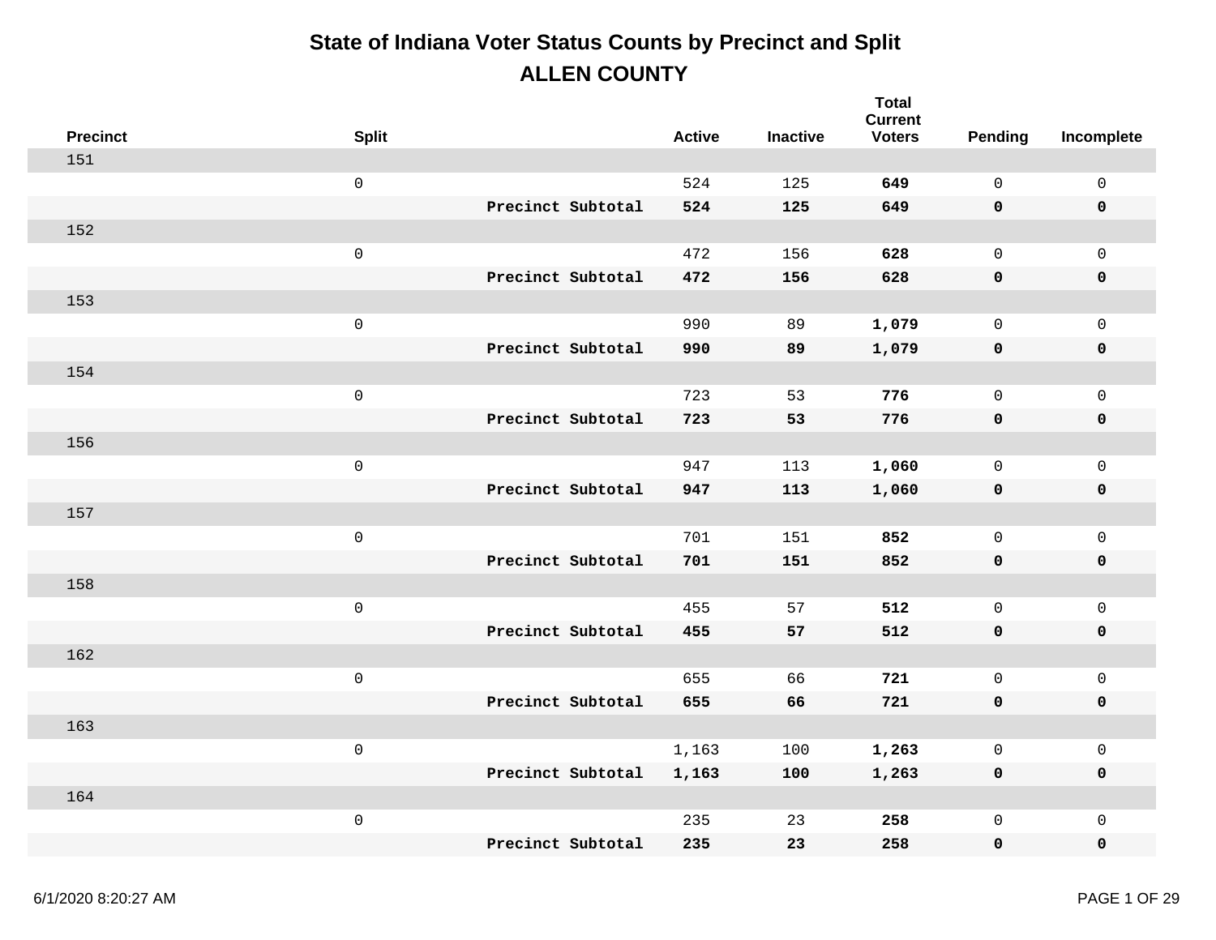# State of Indiana Voter Status Counts by Precinct and Split

## ALLEN COUNTY

| Precinct | Split | | Active | Inactive | Total Current Voters | Pending | Incomplete |
|---|---|---|---|---|---|---|---|
| 151 | | | | | | | |
| | 0 | | 524 | 125 | **649** | 0 | 0 |
| | | **Precinct Subtotal** | **524** | **125** | **649** | **0** | **0** |
| 152 | | | | | | | |
| | 0 | | 472 | 156 | **628** | 0 | 0 |
| | | **Precinct Subtotal** | **472** | **156** | **628** | **0** | **0** |
| 153 | | | | | | | |
| | 0 | | 990 | 89 | **1,079** | 0 | 0 |
| | | **Precinct Subtotal** | **990** | **89** | **1,079** | **0** | **0** |
| 154 | | | | | | | |
| | 0 | | 723 | 53 | **776** | 0 | 0 |
| | | **Precinct Subtotal** | **723** | **53** | **776** | **0** | **0** |
| 156 | | | | | | | |
| | 0 | | 947 | 113 | **1,060** | 0 | 0 |
| | | **Precinct Subtotal** | **947** | **113** | **1,060** | **0** | **0** |
| 157 | | | | | | | |
| | 0 | | 701 | 151 | **852** | 0 | 0 |
| | | **Precinct Subtotal** | **701** | **151** | **852** | **0** | **0** |
| 158 | | | | | | | |
| | 0 | | 455 | 57 | **512** | 0 | 0 |
| | | **Precinct Subtotal** | **455** | **57** | **512** | **0** | **0** |
| 162 | | | | | | | |
| | 0 | | 655 | 66 | **721** | 0 | 0 |
| | | **Precinct Subtotal** | **655** | **66** | **721** | **0** | **0** |
| 163 | | | | | | | |
| | 0 | | 1,163 | 100 | **1,263** | 0 | 0 |
| | | **Precinct Subtotal** | **1,163** | **100** | **1,263** | **0** | **0** |
| 164 | | | | | | | |
| | 0 | | 235 | 23 | **258** | 0 | 0 |
| | | **Precinct Subtotal** | **235** | **23** | **258** | **0** | **0** |

6/1/2020 8:20:27 AM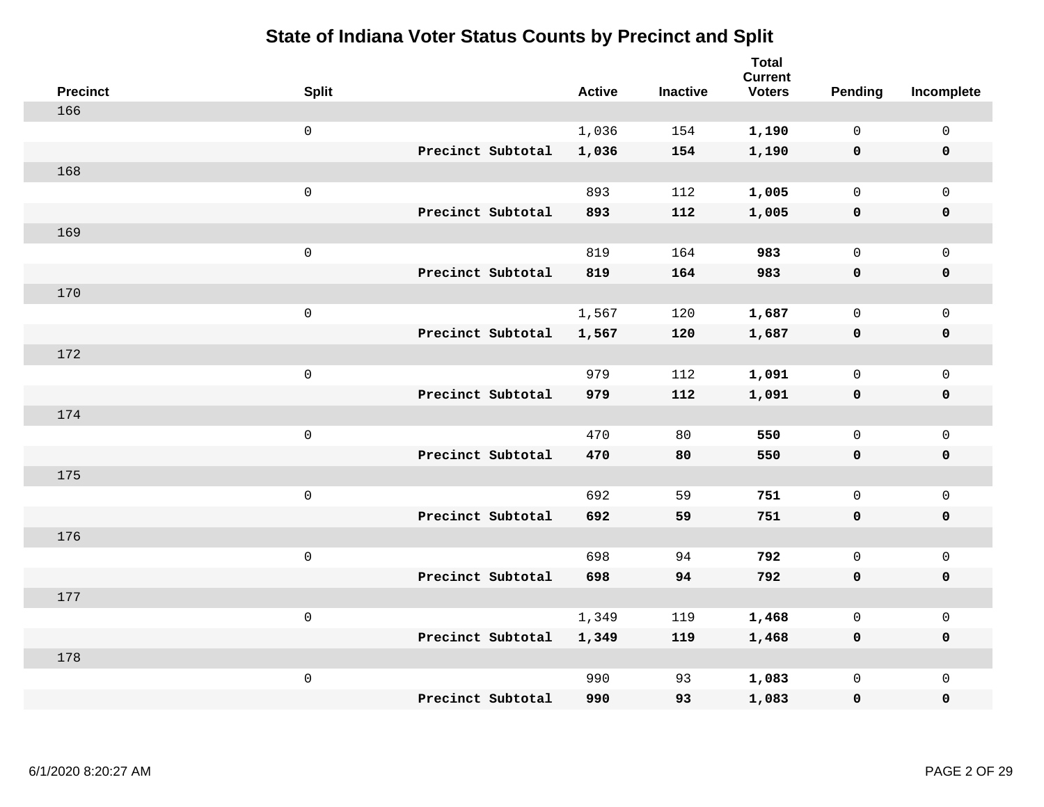# State of Indiana Voter Status Counts by Precinct and Split

| Precinct | Split | | Active | Inactive | Total Current Voters | Pending | Incomplete |
|---|---|---|---|---|---|---|---|
| 166 | | | | | | | |
| | 0 | | 1,036 | 154 | **1,190** | 0 | 0 |
| | | **Precinct Subtotal** | **1,036** | **154** | **1,190** | **0** | **0** |
| 168 | | | | | | | |
| | 0 | | 893 | 112 | **1,005** | 0 | 0 |
| | | **Precinct Subtotal** | **893** | **112** | **1,005** | **0** | **0** |
| 169 | | | | | | | |
| | 0 | | 819 | 164 | **983** | 0 | 0 |
| | | **Precinct Subtotal** | **819** | **164** | **983** | **0** | **0** |
| 170 | | | | | | | |
| | 0 | | 1,567 | 120 | **1,687** | 0 | 0 |
| | | **Precinct Subtotal** | **1,567** | **120** | **1,687** | **0** | **0** |
| 172 | | | | | | | |
| | 0 | | 979 | 112 | **1,091** | 0 | 0 |
| | | **Precinct Subtotal** | **979** | **112** | **1,091** | **0** | **0** |
| 174 | | | | | | | |
| | 0 | | 470 | 80 | **550** | 0 | 0 |
| | | **Precinct Subtotal** | **470** | **80** | **550** | **0** | **0** |
| 175 | | | | | | | |
| | 0 | | 692 | 59 | **751** | 0 | 0 |
| | | **Precinct Subtotal** | **692** | **59** | **751** | **0** | **0** |
| 176 | | | | | | | |
| | 0 | | 698 | 94 | **792** | 0 | 0 |
| | | **Precinct Subtotal** | **698** | **94** | **792** | **0** | **0** |
| 177 | | | | | | | |
| | 0 | | 1,349 | 119 | **1,468** | 0 | 0 |
| | | **Precinct Subtotal** | **1,349** | **119** | **1,468** | **0** | **0** |
| 178 | | | | | | | |
| | 0 | | 990 | 93 | **1,083** | 0 | 0 |
| | | **Precinct Subtotal** | **990** | **93** | **1,083** | **0** | **0** |

6/1/2020 8:20:27 AM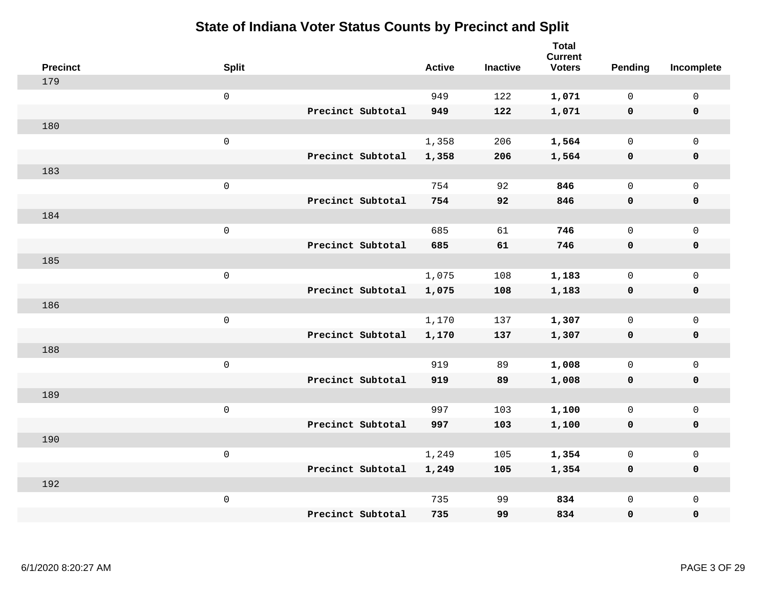# State of Indiana Voter Status Counts by Precinct and Split

| Precinct | Split | | Active | Inactive | Total Current Voters | Pending | Incomplete |
|---|---|---|---|---|---|---|---|
| 179 | | | | | | | |
| | 0 | | 949 | 122 | **1,071** | 0 | 0 |
| | | **Precinct Subtotal** | **949** | **122** | **1,071** | **0** | **0** |
| 180 | | | | | | | |
| | 0 | | 1,358 | 206 | **1,564** | 0 | 0 |
| | | **Precinct Subtotal** | **1,358** | **206** | **1,564** | **0** | **0** |
| 183 | | | | | | | |
| | 0 | | 754 | 92 | **846** | 0 | 0 |
| | | **Precinct Subtotal** | **754** | **92** | **846** | **0** | **0** |
| 184 | | | | | | | |
| | 0 | | 685 | 61 | **746** | 0 | 0 |
| | | **Precinct Subtotal** | **685** | **61** | **746** | **0** | **0** |
| 185 | | | | | | | |
| | 0 | | 1,075 | 108 | **1,183** | 0 | 0 |
| | | **Precinct Subtotal** | **1,075** | **108** | **1,183** | **0** | **0** |
| 186 | | | | | | | |
| | 0 | | 1,170 | 137 | **1,307** | 0 | 0 |
| | | **Precinct Subtotal** | **1,170** | **137** | **1,307** | **0** | **0** |
| 188 | | | | | | | |
| | 0 | | 919 | 89 | **1,008** | 0 | 0 |
| | | **Precinct Subtotal** | **919** | **89** | **1,008** | **0** | **0** |
| 189 | | | | | | | |
| | 0 | | 997 | 103 | **1,100** | 0 | 0 |
| | | **Precinct Subtotal** | **997** | **103** | **1,100** | **0** | **0** |
| 190 | | | | | | | |
| | 0 | | 1,249 | 105 | **1,354** | 0 | 0 |
| | | **Precinct Subtotal** | **1,249** | **105** | **1,354** | **0** | **0** |
| 192 | | | | | | | |
| | 0 | | 735 | 99 | **834** | 0 | 0 |
| | | **Precinct Subtotal** | **735** | **99** | **834** | **0** | **0** |

6/1/2020 8:20:27 AM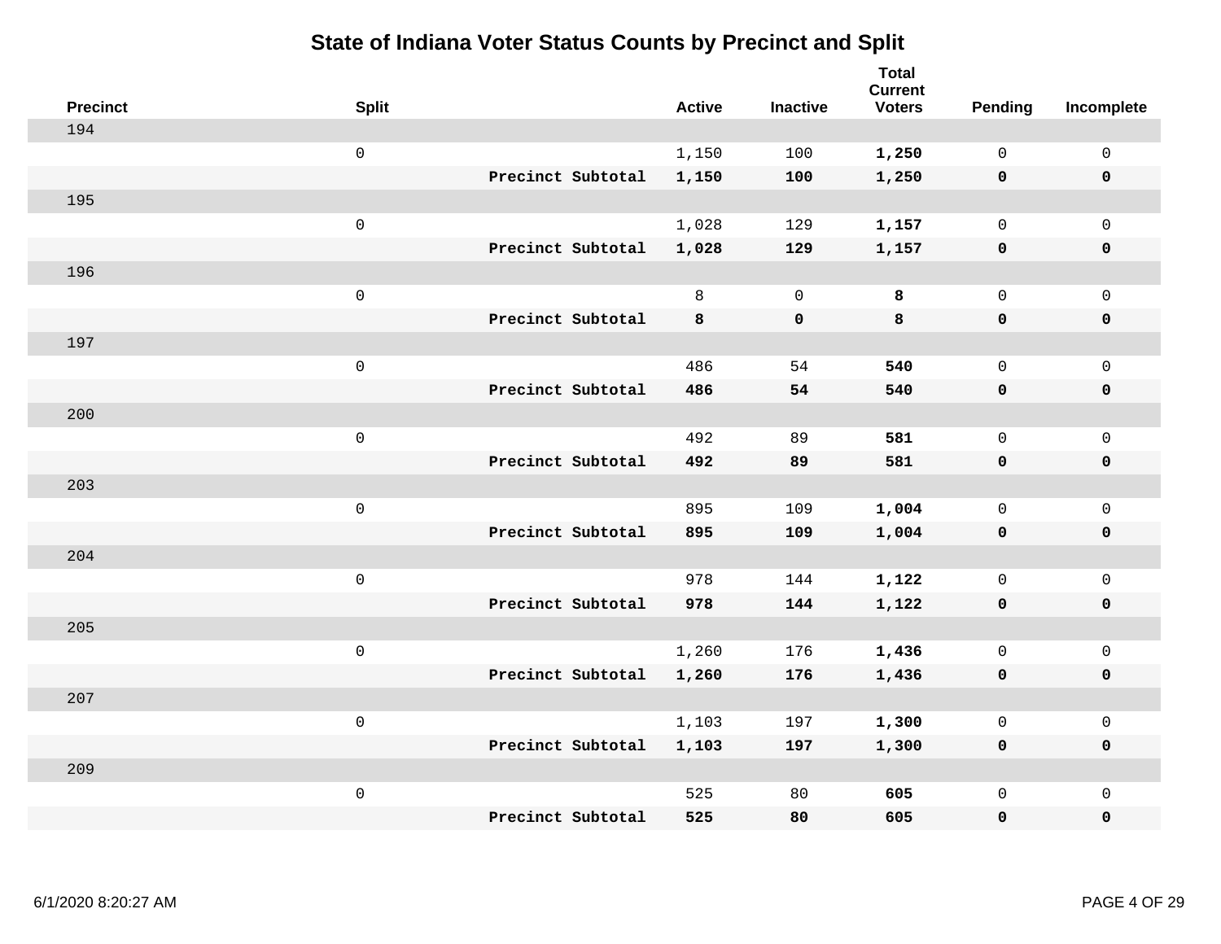# State of Indiana Voter Status Counts by Precinct and Split

| Precinct | Split | | Active | Inactive | Total Current Voters | Pending | Incomplete |
|---|---|---|---|---|---|---|---|
| 194 | | | | | | | |
| | 0 | | 1,150 | 100 | **1,250** | 0 | 0 |
| | | **Precinct Subtotal** | **1,150** | **100** | **1,250** | **0** | **0** |
| 195 | | | | | | | |
| | 0 | | 1,028 | 129 | **1,157** | 0 | 0 |
| | | **Precinct Subtotal** | **1,028** | **129** | **1,157** | **0** | **0** |
| 196 | | | | | | | |
| | 0 | | 8 | 0 | **8** | 0 | 0 |
| | | **Precinct Subtotal** | **8** | **0** | **8** | **0** | **0** |
| 197 | | | | | | | |
| | 0 | | 486 | 54 | **540** | 0 | 0 |
| | | **Precinct Subtotal** | **486** | **54** | **540** | **0** | **0** |
| 200 | | | | | | | |
| | 0 | | 492 | 89 | **581** | 0 | 0 |
| | | **Precinct Subtotal** | **492** | **89** | **581** | **0** | **0** |
| 203 | | | | | | | |
| | 0 | | 895 | 109 | **1,004** | 0 | 0 |
| | | **Precinct Subtotal** | **895** | **109** | **1,004** | **0** | **0** |
| 204 | | | | | | | |
| | 0 | | 978 | 144 | **1,122** | 0 | 0 |
| | | **Precinct Subtotal** | **978** | **144** | **1,122** | **0** | **0** |
| 205 | | | | | | | |
| | 0 | | 1,260 | 176 | **1,436** | 0 | 0 |
| | | **Precinct Subtotal** | **1,260** | **176** | **1,436** | **0** | **0** |
| 207 | | | | | | | |
| | 0 | | 1,103 | 197 | **1,300** | 0 | 0 |
| | | **Precinct Subtotal** | **1,103** | **197** | **1,300** | **0** | **0** |
| 209 | | | | | | | |
| | 0 | | 525 | 80 | **605** | 0 | 0 |
| | | **Precinct Subtotal** | **525** | **80** | **605** | **0** | **0** |

6/1/2020 8:20:27 AM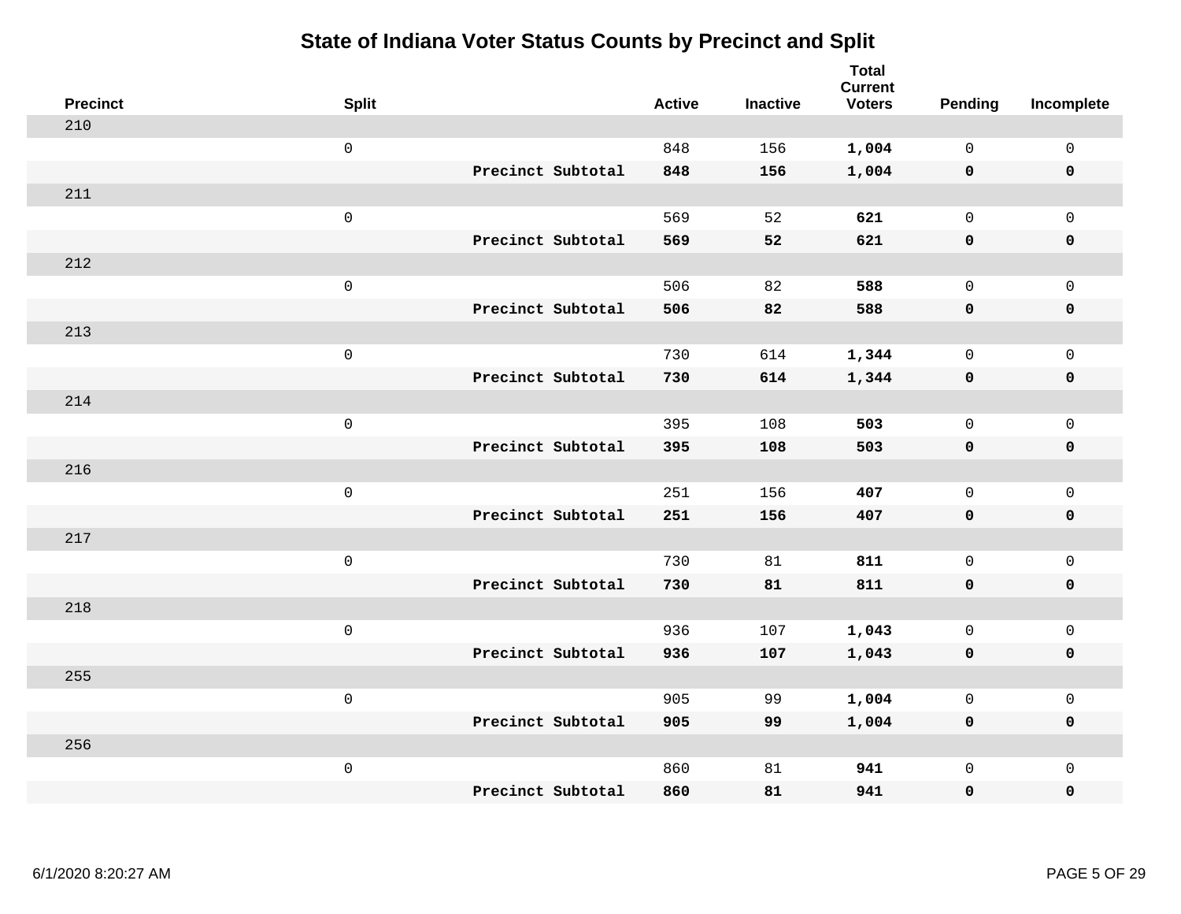# State of Indiana Voter Status Counts by Precinct and Split

| Precinct | Split | | Active | Inactive | Total Current Voters | Pending | Incomplete |
|---|---|---|---|---|---|---|---|
| 210 | | | | | | | |
| | 0 | | 848 | 156 | **1,004** | 0 | 0 |
| | | **Precinct Subtotal** | **848** | **156** | **1,004** | **0** | **0** |
| 211 | | | | | | | |
| | 0 | | 569 | 52 | **621** | 0 | 0 |
| | | **Precinct Subtotal** | **569** | **52** | **621** | **0** | **0** |
| 212 | | | | | | | |
| | 0 | | 506 | 82 | **588** | 0 | 0 |
| | | **Precinct Subtotal** | **506** | **82** | **588** | **0** | **0** |
| 213 | | | | | | | |
| | 0 | | 730 | 614 | **1,344** | 0 | 0 |
| | | **Precinct Subtotal** | **730** | **614** | **1,344** | **0** | **0** |
| 214 | | | | | | | |
| | 0 | | 395 | 108 | **503** | 0 | 0 |
| | | **Precinct Subtotal** | **395** | **108** | **503** | **0** | **0** |
| 216 | | | | | | | |
| | 0 | | 251 | 156 | **407** | 0 | 0 |
| | | **Precinct Subtotal** | **251** | **156** | **407** | **0** | **0** |
| 217 | | | | | | | |
| | 0 | | 730 | 81 | **811** | 0 | 0 |
| | | **Precinct Subtotal** | **730** | **81** | **811** | **0** | **0** |
| 218 | | | | | | | |
| | 0 | | 936 | 107 | **1,043** | 0 | 0 |
| | | **Precinct Subtotal** | **936** | **107** | **1,043** | **0** | **0** |
| 255 | | | | | | | |
| | 0 | | 905 | 99 | **1,004** | 0 | 0 |
| | | **Precinct Subtotal** | **905** | **99** | **1,004** | **0** | **0** |
| 256 | | | | | | | |
| | 0 | | 860 | 81 | **941** | 0 | 0 |
| | | **Precinct Subtotal** | **860** | **81** | **941** | **0** | **0** |

6/1/2020 8:20:27 AM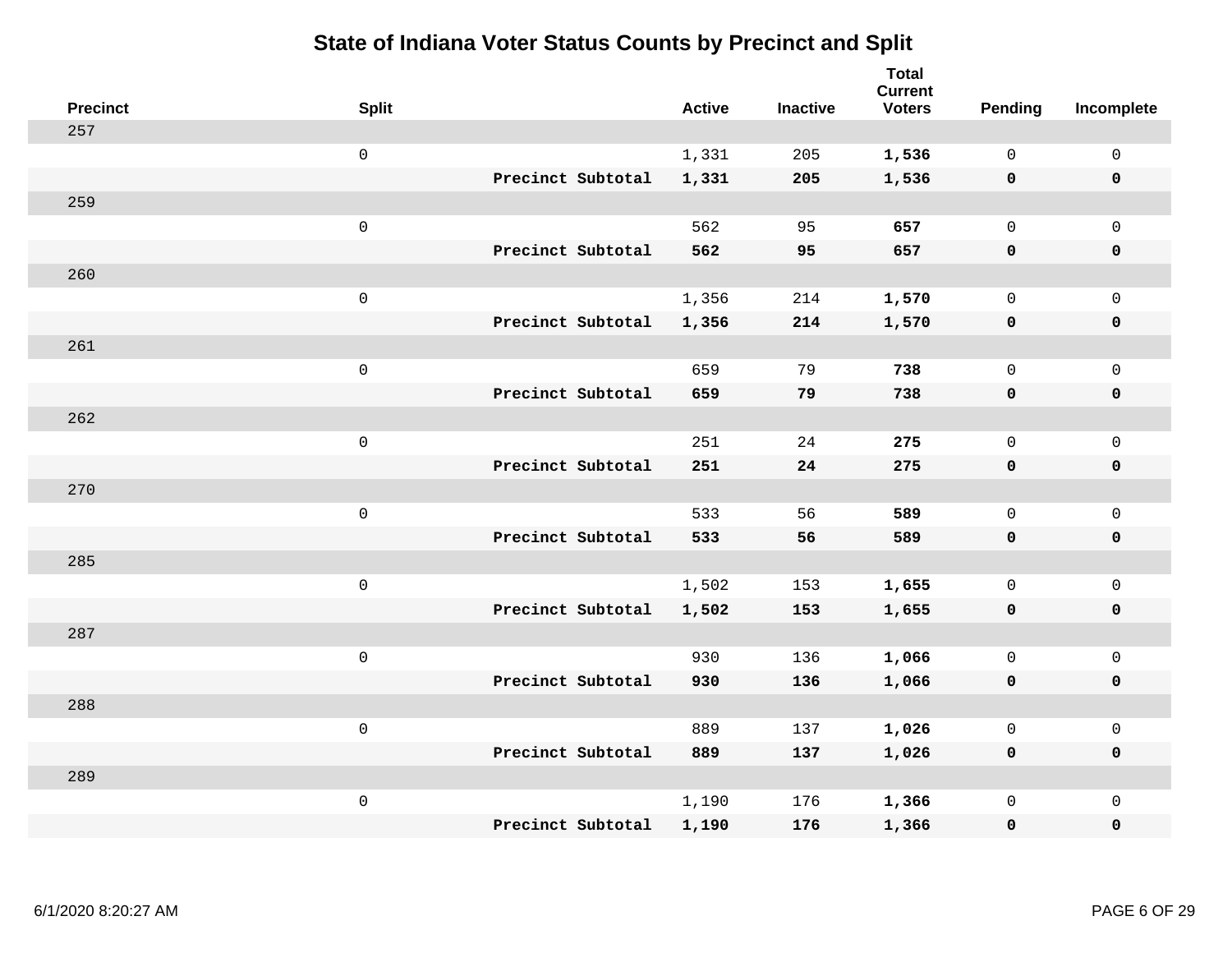# State of Indiana Voter Status Counts by Precinct and Split

| Precinct | Split | | Active | Inactive | Total Current Voters | Pending | Incomplete |
|---|---|---|---|---|---|---|---|
| 257 | | | | | | | |
| | 0 | | 1,331 | 205 | **1,536** | 0 | 0 |
| | | **Precinct Subtotal** | **1,331** | **205** | **1,536** | **0** | **0** |
| 259 | | | | | | | |
| | 0 | | 562 | 95 | **657** | 0 | 0 |
| | | **Precinct Subtotal** | **562** | **95** | **657** | **0** | **0** |
| 260 | | | | | | | |
| | 0 | | 1,356 | 214 | **1,570** | 0 | 0 |
| | | **Precinct Subtotal** | **1,356** | **214** | **1,570** | **0** | **0** |
| 261 | | | | | | | |
| | 0 | | 659 | 79 | **738** | 0 | 0 |
| | | **Precinct Subtotal** | **659** | **79** | **738** | **0** | **0** |
| 262 | | | | | | | |
| | 0 | | 251 | 24 | **275** | 0 | 0 |
| | | **Precinct Subtotal** | **251** | **24** | **275** | **0** | **0** |
| 270 | | | | | | | |
| | 0 | | 533 | 56 | **589** | 0 | 0 |
| | | **Precinct Subtotal** | **533** | **56** | **589** | **0** | **0** |
| 285 | | | | | | | |
| | 0 | | 1,502 | 153 | **1,655** | 0 | 0 |
| | | **Precinct Subtotal** | **1,502** | **153** | **1,655** | **0** | **0** |
| 287 | | | | | | | |
| | 0 | | 930 | 136 | **1,066** | 0 | 0 |
| | | **Precinct Subtotal** | **930** | **136** | **1,066** | **0** | **0** |
| 288 | | | | | | | |
| | 0 | | 889 | 137 | **1,026** | 0 | 0 |
| | | **Precinct Subtotal** | **889** | **137** | **1,026** | **0** | **0** |
| 289 | | | | | | | |
| | 0 | | 1,190 | 176 | **1,366** | 0 | 0 |
| | | **Precinct Subtotal** | **1,190** | **176** | **1,366** | **0** | **0** |

6/1/2020 8:20:27 AM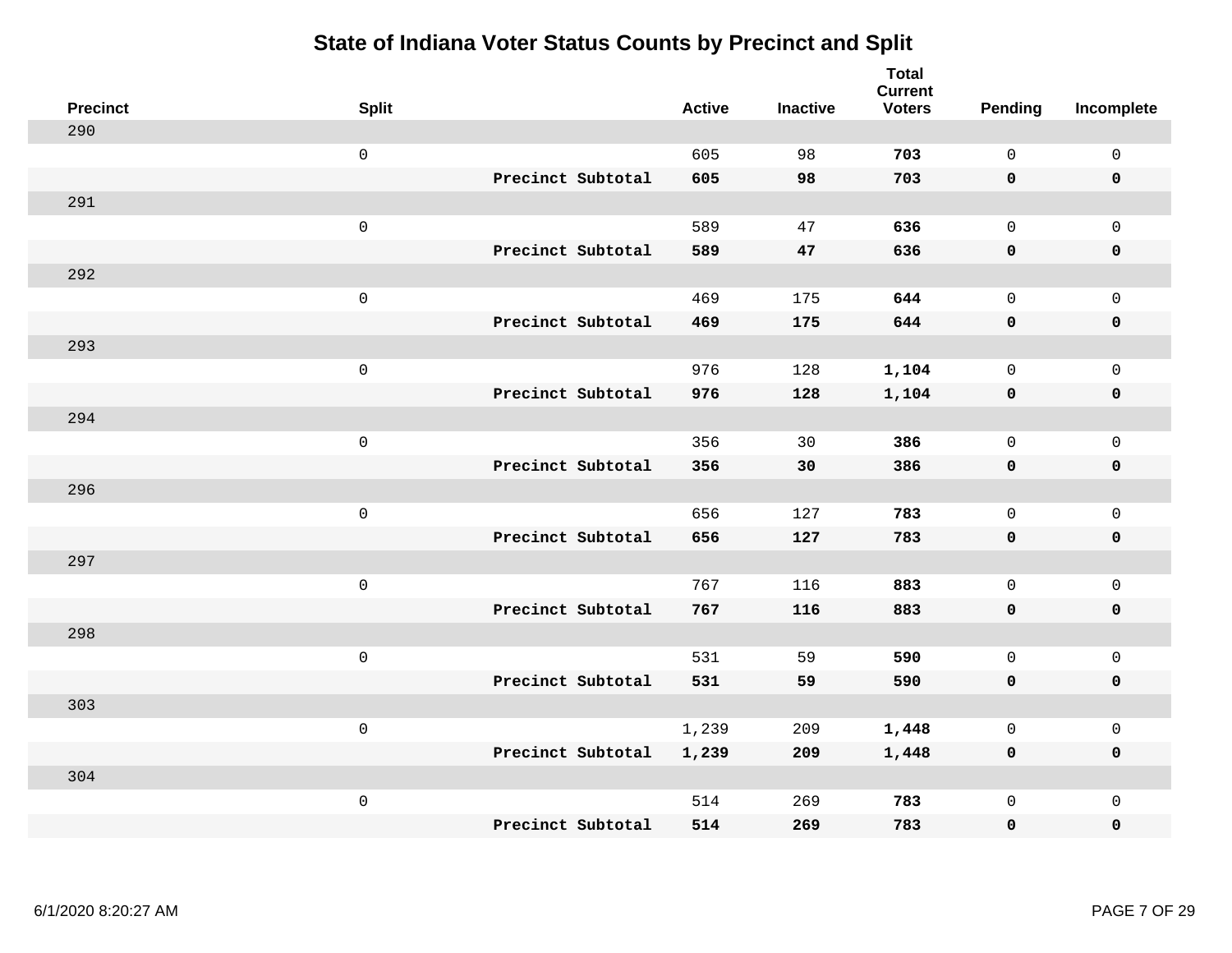# State of Indiana Voter Status Counts by Precinct and Split

| Precinct | Split | | Active | Inactive | Total Current Voters | Pending | Incomplete |
|---|---|---|---|---|---|---|---|
| 290 | | | | | | | |
| | 0 | | 605 | 98 | **703** | 0 | 0 |
| | | **Precinct Subtotal** | **605** | **98** | **703** | **0** | **0** |
| 291 | | | | | | | |
| | 0 | | 589 | 47 | **636** | 0 | 0 |
| | | **Precinct Subtotal** | **589** | **47** | **636** | **0** | **0** |
| 292 | | | | | | | |
| | 0 | | 469 | 175 | **644** | 0 | 0 |
| | | **Precinct Subtotal** | **469** | **175** | **644** | **0** | **0** |
| 293 | | | | | | | |
| | 0 | | 976 | 128 | **1,104** | 0 | 0 |
| | | **Precinct Subtotal** | **976** | **128** | **1,104** | **0** | **0** |
| 294 | | | | | | | |
| | 0 | | 356 | 30 | **386** | 0 | 0 |
| | | **Precinct Subtotal** | **356** | **30** | **386** | **0** | **0** |
| 296 | | | | | | | |
| | 0 | | 656 | 127 | **783** | 0 | 0 |
| | | **Precinct Subtotal** | **656** | **127** | **783** | **0** | **0** |
| 297 | | | | | | | |
| | 0 | | 767 | 116 | **883** | 0 | 0 |
| | | **Precinct Subtotal** | **767** | **116** | **883** | **0** | **0** |
| 298 | | | | | | | |
| | 0 | | 531 | 59 | **590** | 0 | 0 |
| | | **Precinct Subtotal** | **531** | **59** | **590** | **0** | **0** |
| 303 | | | | | | | |
| | 0 | | 1,239 | 209 | **1,448** | 0 | 0 |
| | | **Precinct Subtotal** | **1,239** | **209** | **1,448** | **0** | **0** |
| 304 | | | | | | | |
| | 0 | | 514 | 269 | **783** | 0 | 0 |
| | | **Precinct Subtotal** | **514** | **269** | **783** | **0** | **0** |

6/1/2020 8:20:27 AM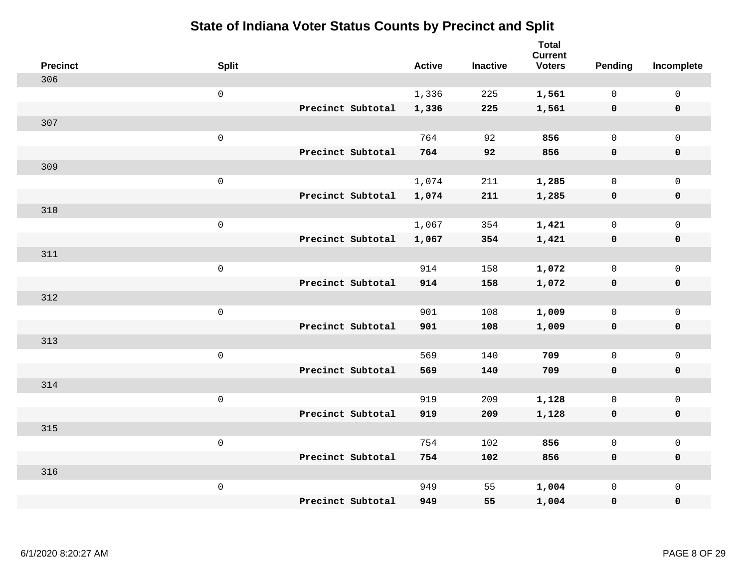# State of Indiana Voter Status Counts by Precinct and Split

| Precinct | Split | | Active | Inactive | Total Current Voters | Pending | Incomplete |
|---|---|---|---|---|---|---|---|
| 306 | | | | | | | |
| | 0 | | 1,336 | 225 | **1,561** | 0 | 0 |
| | | **Precinct Subtotal** | **1,336** | **225** | **1,561** | **0** | **0** |
| 307 | | | | | | | |
| | 0 | | 764 | 92 | **856** | 0 | 0 |
| | | **Precinct Subtotal** | **764** | **92** | **856** | **0** | **0** |
| 309 | | | | | | | |
| | 0 | | 1,074 | 211 | **1,285** | 0 | 0 |
| | | **Precinct Subtotal** | **1,074** | **211** | **1,285** | **0** | **0** |
| 310 | | | | | | | |
| | 0 | | 1,067 | 354 | **1,421** | 0 | 0 |
| | | **Precinct Subtotal** | **1,067** | **354** | **1,421** | **0** | **0** |
| 311 | | | | | | | |
| | 0 | | 914 | 158 | **1,072** | 0 | 0 |
| | | **Precinct Subtotal** | **914** | **158** | **1,072** | **0** | **0** |
| 312 | | | | | | | |
| | 0 | | 901 | 108 | **1,009** | 0 | 0 |
| | | **Precinct Subtotal** | **901** | **108** | **1,009** | **0** | **0** |
| 313 | | | | | | | |
| | 0 | | 569 | 140 | **709** | 0 | 0 |
| | | **Precinct Subtotal** | **569** | **140** | **709** | **0** | **0** |
| 314 | | | | | | | |
| | 0 | | 919 | 209 | **1,128** | 0 | 0 |
| | | **Precinct Subtotal** | **919** | **209** | **1,128** | **0** | **0** |
| 315 | | | | | | | |
| | 0 | | 754 | 102 | **856** | 0 | 0 |
| | | **Precinct Subtotal** | **754** | **102** | **856** | **0** | **0** |
| 316 | | | | | | | |
| | 0 | | 949 | 55 | **1,004** | 0 | 0 |
| | | **Precinct Subtotal** | **949** | **55** | **1,004** | **0** | **0** |

6/1/2020 8:20:27 AM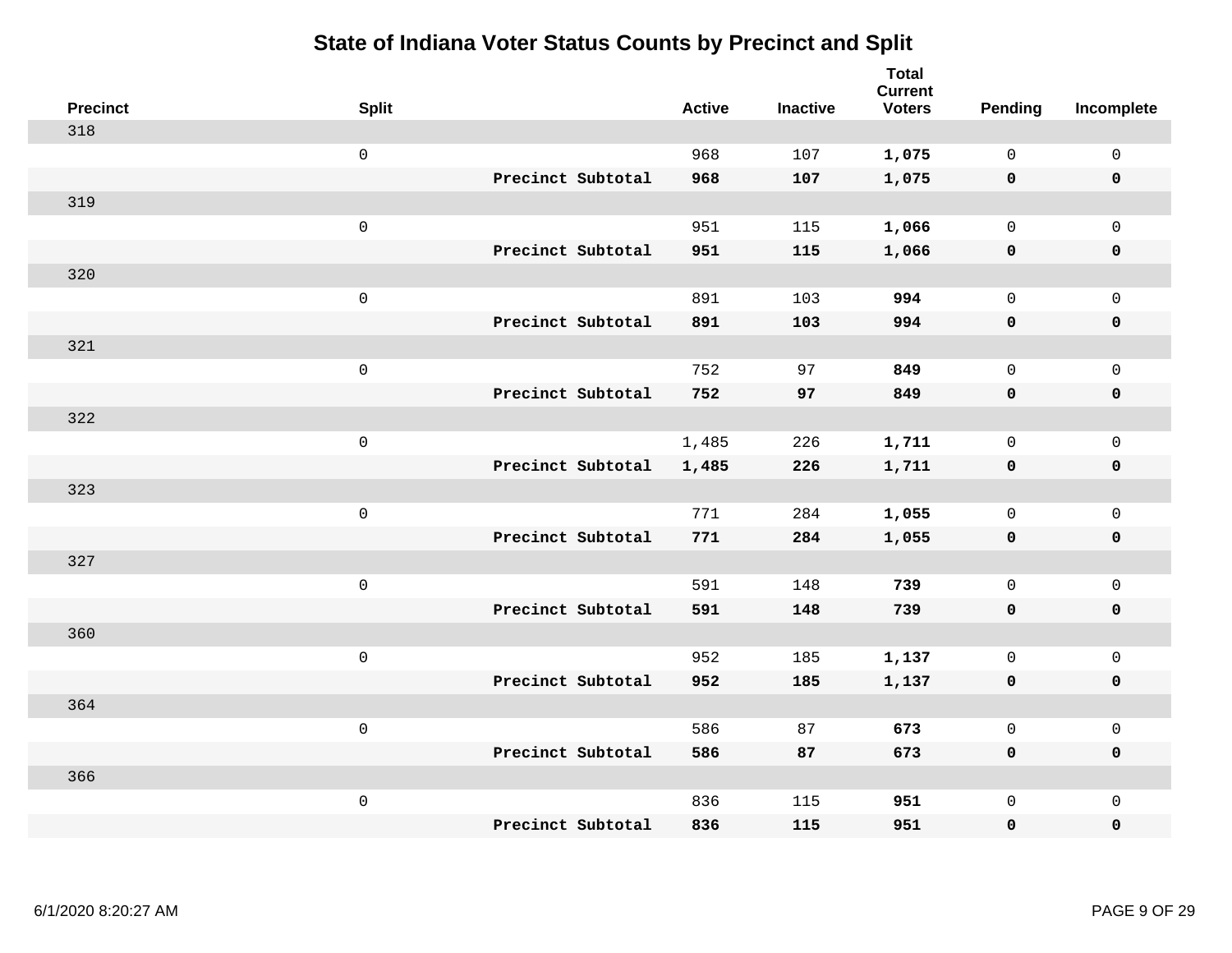# State of Indiana Voter Status Counts by Precinct and Split

| Precinct | Split | | Active | Inactive | Total Current Voters | Pending | Incomplete |
|---|---|---|---|---|---|---|---|
| 318 | | | | | | | |
| | 0 | | 968 | 107 | **1,075** | 0 | 0 |
| | | **Precinct Subtotal** | **968** | **107** | **1,075** | **0** | **0** |
| 319 | | | | | | | |
| | 0 | | 951 | 115 | **1,066** | 0 | 0 |
| | | **Precinct Subtotal** | **951** | **115** | **1,066** | **0** | **0** |
| 320 | | | | | | | |
| | 0 | | 891 | 103 | **994** | 0 | 0 |
| | | **Precinct Subtotal** | **891** | **103** | **994** | **0** | **0** |
| 321 | | | | | | | |
| | 0 | | 752 | 97 | **849** | 0 | 0 |
| | | **Precinct Subtotal** | **752** | **97** | **849** | **0** | **0** |
| 322 | | | | | | | |
| | 0 | | 1,485 | 226 | **1,711** | 0 | 0 |
| | | **Precinct Subtotal** | **1,485** | **226** | **1,711** | **0** | **0** |
| 323 | | | | | | | |
| | 0 | | 771 | 284 | **1,055** | 0 | 0 |
| | | **Precinct Subtotal** | **771** | **284** | **1,055** | **0** | **0** |
| 327 | | | | | | | |
| | 0 | | 591 | 148 | **739** | 0 | 0 |
| | | **Precinct Subtotal** | **591** | **148** | **739** | **0** | **0** |
| 360 | | | | | | | |
| | 0 | | 952 | 185 | **1,137** | 0 | 0 |
| | | **Precinct Subtotal** | **952** | **185** | **1,137** | **0** | **0** |
| 364 | | | | | | | |
| | 0 | | 586 | 87 | **673** | 0 | 0 |
| | | **Precinct Subtotal** | **586** | **87** | **673** | **0** | **0** |
| 366 | | | | | | | |
| | 0 | | 836 | 115 | **951** | 0 | 0 |
| | | **Precinct Subtotal** | **836** | **115** | **951** | **0** | **0** |

6/1/2020 8:20:27 AM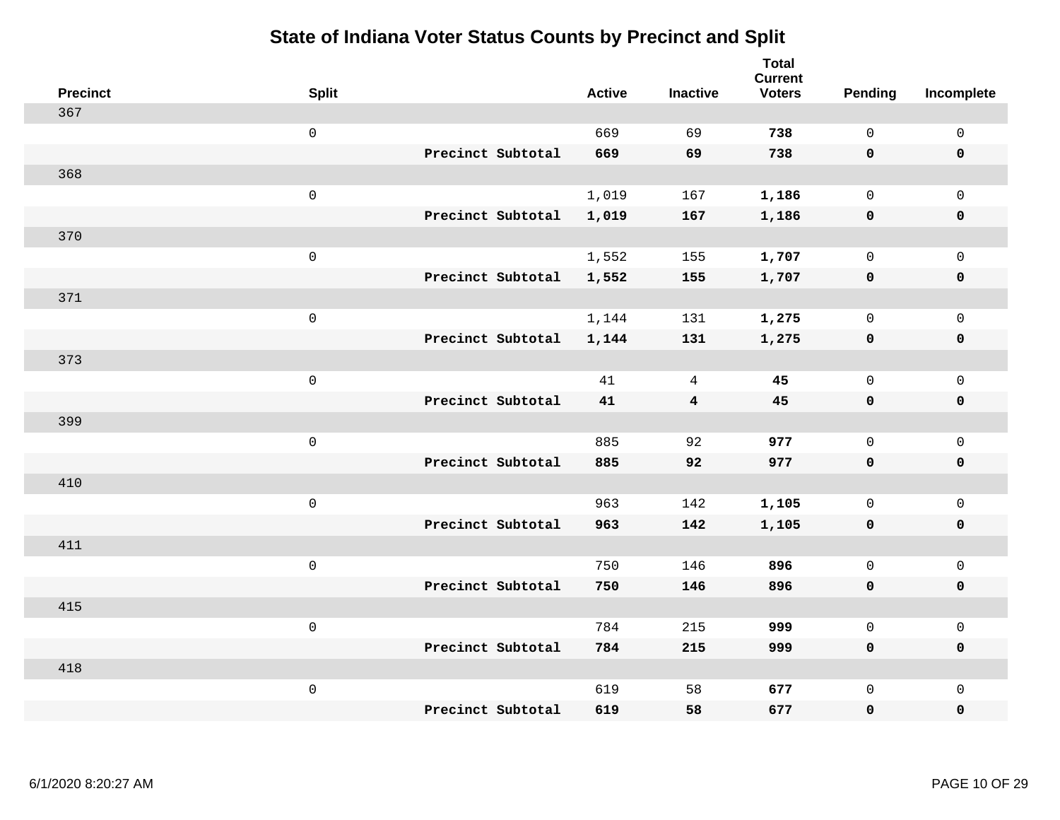# State of Indiana Voter Status Counts by Precinct and Split

| Precinct | Split | | Active | Inactive | Total Current Voters | Pending | Incomplete |
|---|---|---|---|---|---|---|---|
| 367 | | | | | | | |
| | 0 | | 669 | 69 | **738** | 0 | 0 |
| | | **Precinct Subtotal** | **669** | **69** | **738** | **0** | **0** |
| 368 | | | | | | | |
| | 0 | | 1,019 | 167 | **1,186** | 0 | 0 |
| | | **Precinct Subtotal** | **1,019** | **167** | **1,186** | **0** | **0** |
| 370 | | | | | | | |
| | 0 | | 1,552 | 155 | **1,707** | 0 | 0 |
| | | **Precinct Subtotal** | **1,552** | **155** | **1,707** | **0** | **0** |
| 371 | | | | | | | |
| | 0 | | 1,144 | 131 | **1,275** | 0 | 0 |
| | | **Precinct Subtotal** | **1,144** | **131** | **1,275** | **0** | **0** |
| 373 | | | | | | | |
| | 0 | | 41 | 4 | **45** | 0 | 0 |
| | | **Precinct Subtotal** | **41** | **4** | **45** | **0** | **0** |
| 399 | | | | | | | |
| | 0 | | 885 | 92 | **977** | 0 | 0 |
| | | **Precinct Subtotal** | **885** | **92** | **977** | **0** | **0** |
| 410 | | | | | | | |
| | 0 | | 963 | 142 | **1,105** | 0 | 0 |
| | | **Precinct Subtotal** | **963** | **142** | **1,105** | **0** | **0** |
| 411 | | | | | | | |
| | 0 | | 750 | 146 | **896** | 0 | 0 |
| | | **Precinct Subtotal** | **750** | **146** | **896** | **0** | **0** |
| 415 | | | | | | | |
| | 0 | | 784 | 215 | **999** | 0 | 0 |
| | | **Precinct Subtotal** | **784** | **215** | **999** | **0** | **0** |
| 418 | | | | | | | |
| | 0 | | 619 | 58 | **677** | 0 | 0 |
| | | **Precinct Subtotal** | **619** | **58** | **677** | **0** | **0** |

6/1/2020 8:20:27 AM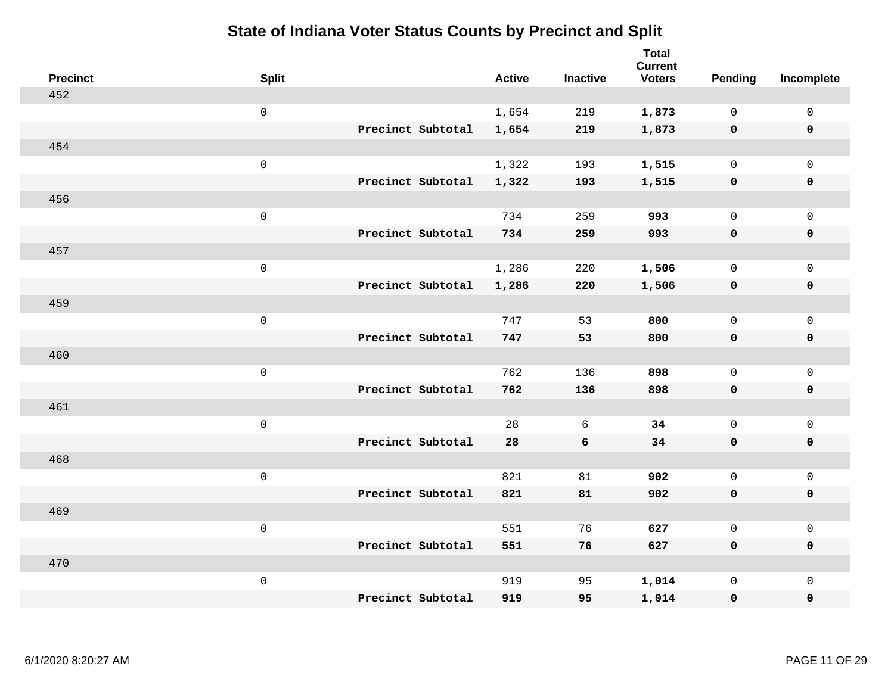# State of Indiana Voter Status Counts by Precinct and Split

| Precinct | Split | | Active | Inactive | Total Current Voters | Pending | Incomplete |
|---|---|---|---|---|---|---|---|
| 452 | | | | | | | |
| | 0 | | 1,654 | 219 | **1,873** | 0 | 0 |
| | | **Precinct Subtotal** | **1,654** | **219** | **1,873** | **0** | **0** |
| 454 | | | | | | | |
| | 0 | | 1,322 | 193 | **1,515** | 0 | 0 |
| | | **Precinct Subtotal** | **1,322** | **193** | **1,515** | **0** | **0** |
| 456 | | | | | | | |
| | 0 | | 734 | 259 | **993** | 0 | 0 |
| | | **Precinct Subtotal** | **734** | **259** | **993** | **0** | **0** |
| 457 | | | | | | | |
| | 0 | | 1,286 | 220 | **1,506** | 0 | 0 |
| | | **Precinct Subtotal** | **1,286** | **220** | **1,506** | **0** | **0** |
| 459 | | | | | | | |
| | 0 | | 747 | 53 | **800** | 0 | 0 |
| | | **Precinct Subtotal** | **747** | **53** | **800** | **0** | **0** |
| 460 | | | | | | | |
| | 0 | | 762 | 136 | **898** | 0 | 0 |
| | | **Precinct Subtotal** | **762** | **136** | **898** | **0** | **0** |
| 461 | | | | | | | |
| | 0 | | 28 | 6 | **34** | 0 | 0 |
| | | **Precinct Subtotal** | **28** | **6** | **34** | **0** | **0** |
| 468 | | | | | | | |
| | 0 | | 821 | 81 | **902** | 0 | 0 |
| | | **Precinct Subtotal** | **821** | **81** | **902** | **0** | **0** |
| 469 | | | | | | | |
| | 0 | | 551 | 76 | **627** | 0 | 0 |
| | | **Precinct Subtotal** | **551** | **76** | **627** | **0** | **0** |
| 470 | | | | | | | |
| | 0 | | 919 | 95 | **1,014** | 0 | 0 |
| | | **Precinct Subtotal** | **919** | **95** | **1,014** | **0** | **0** |

6/1/2020 8:20:27 AM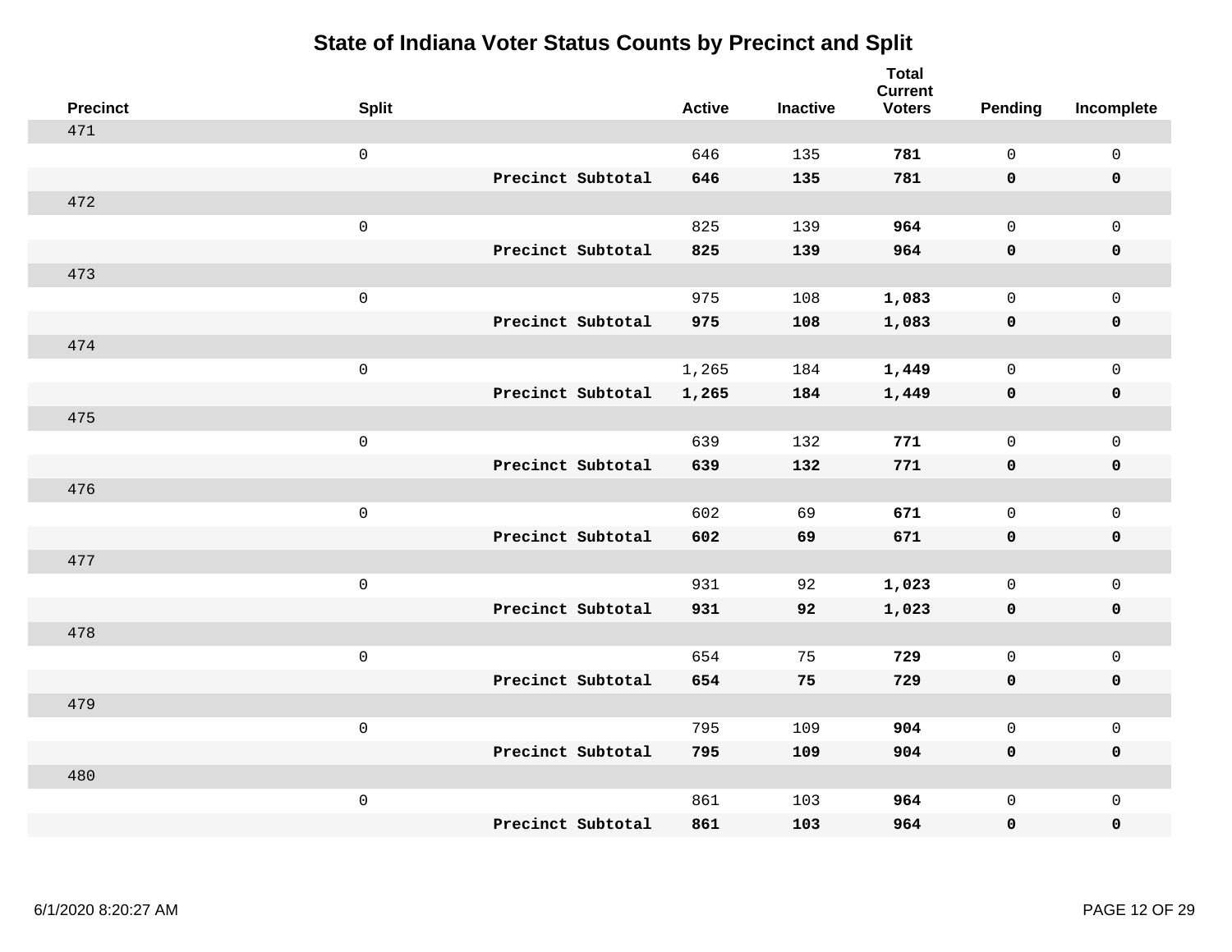# State of Indiana Voter Status Counts by Precinct and Split

| Precinct | Split | | Active | Inactive | Total Current Voters | Pending | Incomplete |
|---|---|---|---|---|---|---|---|
| 471 | | | | | | | |
| | 0 | | 646 | 135 | **781** | 0 | 0 |
| | | **Precinct Subtotal** | **646** | **135** | **781** | **0** | **0** |
| 472 | | | | | | | |
| | 0 | | 825 | 139 | **964** | 0 | 0 |
| | | **Precinct Subtotal** | **825** | **139** | **964** | **0** | **0** |
| 473 | | | | | | | |
| | 0 | | 975 | 108 | **1,083** | 0 | 0 |
| | | **Precinct Subtotal** | **975** | **108** | **1,083** | **0** | **0** |
| 474 | | | | | | | |
| | 0 | | 1,265 | 184 | **1,449** | 0 | 0 |
| | | **Precinct Subtotal** | **1,265** | **184** | **1,449** | **0** | **0** |
| 475 | | | | | | | |
| | 0 | | 639 | 132 | **771** | 0 | 0 |
| | | **Precinct Subtotal** | **639** | **132** | **771** | **0** | **0** |
| 476 | | | | | | | |
| | 0 | | 602 | 69 | **671** | 0 | 0 |
| | | **Precinct Subtotal** | **602** | **69** | **671** | **0** | **0** |
| 477 | | | | | | | |
| | 0 | | 931 | 92 | **1,023** | 0 | 0 |
| | | **Precinct Subtotal** | **931** | **92** | **1,023** | **0** | **0** |
| 478 | | | | | | | |
| | 0 | | 654 | 75 | **729** | 0 | 0 |
| | | **Precinct Subtotal** | **654** | **75** | **729** | **0** | **0** |
| 479 | | | | | | | |
| | 0 | | 795 | 109 | **904** | 0 | 0 |
| | | **Precinct Subtotal** | **795** | **109** | **904** | **0** | **0** |
| 480 | | | | | | | |
| | 0 | | 861 | 103 | **964** | 0 | 0 |
| | | **Precinct Subtotal** | **861** | **103** | **964** | **0** | **0** |

6/1/2020 8:20:27 AM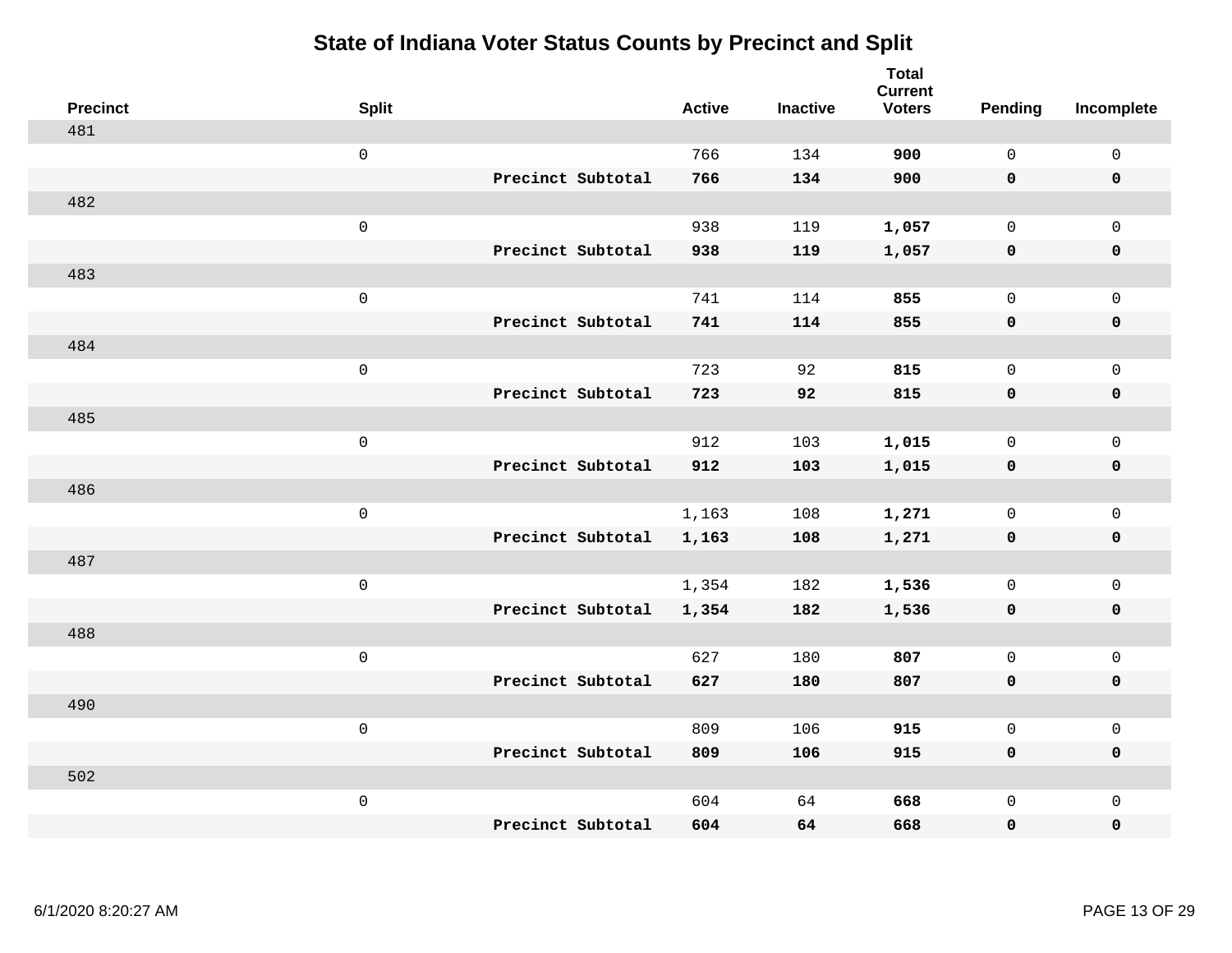# State of Indiana Voter Status Counts by Precinct and Split

| Precinct | Split | | Active | Inactive | Total Current Voters | Pending | Incomplete |
|---|---|---|---|---|---|---|---|
| 481 | | | | | | | |
| | 0 | | 766 | 134 | **900** | 0 | 0 |
| | | **Precinct Subtotal** | **766** | **134** | **900** | **0** | **0** |
| 482 | | | | | | | |
| | 0 | | 938 | 119 | **1,057** | 0 | 0 |
| | | **Precinct Subtotal** | **938** | **119** | **1,057** | **0** | **0** |
| 483 | | | | | | | |
| | 0 | | 741 | 114 | **855** | 0 | 0 |
| | | **Precinct Subtotal** | **741** | **114** | **855** | **0** | **0** |
| 484 | | | | | | | |
| | 0 | | 723 | 92 | **815** | 0 | 0 |
| | | **Precinct Subtotal** | **723** | **92** | **815** | **0** | **0** |
| 485 | | | | | | | |
| | 0 | | 912 | 103 | **1,015** | 0 | 0 |
| | | **Precinct Subtotal** | **912** | **103** | **1,015** | **0** | **0** |
| 486 | | | | | | | |
| | 0 | | 1,163 | 108 | **1,271** | 0 | 0 |
| | | **Precinct Subtotal** | **1,163** | **108** | **1,271** | **0** | **0** |
| 487 | | | | | | | |
| | 0 | | 1,354 | 182 | **1,536** | 0 | 0 |
| | | **Precinct Subtotal** | **1,354** | **182** | **1,536** | **0** | **0** |
| 488 | | | | | | | |
| | 0 | | 627 | 180 | **807** | 0 | 0 |
| | | **Precinct Subtotal** | **627** | **180** | **807** | **0** | **0** |
| 490 | | | | | | | |
| | 0 | | 809 | 106 | **915** | 0 | 0 |
| | | **Precinct Subtotal** | **809** | **106** | **915** | **0** | **0** |
| 502 | | | | | | | |
| | 0 | | 604 | 64 | **668** | 0 | 0 |
| | | **Precinct Subtotal** | **604** | **64** | **668** | **0** | **0** |

6/1/2020 8:20:27 AM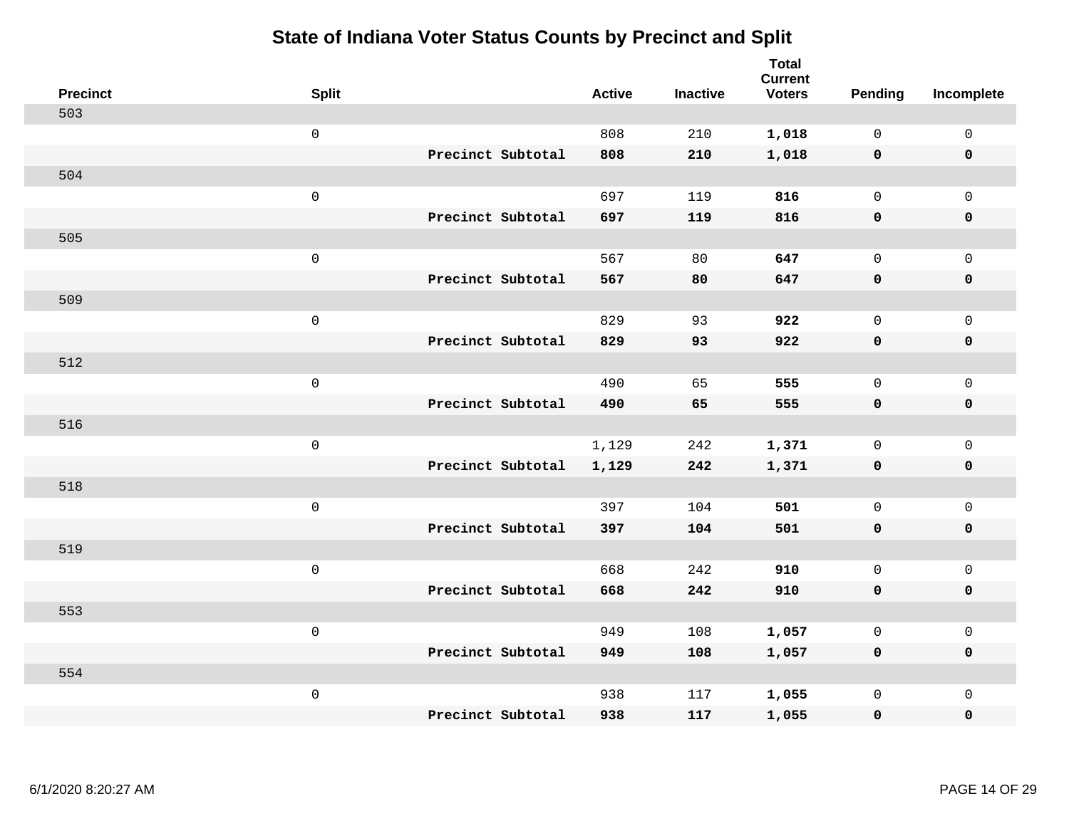# State of Indiana Voter Status Counts by Precinct and Split

| Precinct | Split | | Active | Inactive | Total Current Voters | Pending | Incomplete |
|---|---|---|---|---|---|---|---|
| 503 | | | | | | | |
| | 0 | | 808 | 210 | **1,018** | 0 | 0 |
| | | **Precinct Subtotal** | **808** | **210** | **1,018** | **0** | **0** |
| 504 | | | | | | | |
| | 0 | | 697 | 119 | **816** | 0 | 0 |
| | | **Precinct Subtotal** | **697** | **119** | **816** | **0** | **0** |
| 505 | | | | | | | |
| | 0 | | 567 | 80 | **647** | 0 | 0 |
| | | **Precinct Subtotal** | **567** | **80** | **647** | **0** | **0** |
| 509 | | | | | | | |
| | 0 | | 829 | 93 | **922** | 0 | 0 |
| | | **Precinct Subtotal** | **829** | **93** | **922** | **0** | **0** |
| 512 | | | | | | | |
| | 0 | | 490 | 65 | **555** | 0 | 0 |
| | | **Precinct Subtotal** | **490** | **65** | **555** | **0** | **0** |
| 516 | | | | | | | |
| | 0 | | 1,129 | 242 | **1,371** | 0 | 0 |
| | | **Precinct Subtotal** | **1,129** | **242** | **1,371** | **0** | **0** |
| 518 | | | | | | | |
| | 0 | | 397 | 104 | **501** | 0 | 0 |
| | | **Precinct Subtotal** | **397** | **104** | **501** | **0** | **0** |
| 519 | | | | | | | |
| | 0 | | 668 | 242 | **910** | 0 | 0 |
| | | **Precinct Subtotal** | **668** | **242** | **910** | **0** | **0** |
| 553 | | | | | | | |
| | 0 | | 949 | 108 | **1,057** | 0 | 0 |
| | | **Precinct Subtotal** | **949** | **108** | **1,057** | **0** | **0** |
| 554 | | | | | | | |
| | 0 | | 938 | 117 | **1,055** | 0 | 0 |
| | | **Precinct Subtotal** | **938** | **117** | **1,055** | **0** | **0** |

6/1/2020 8:20:27 AM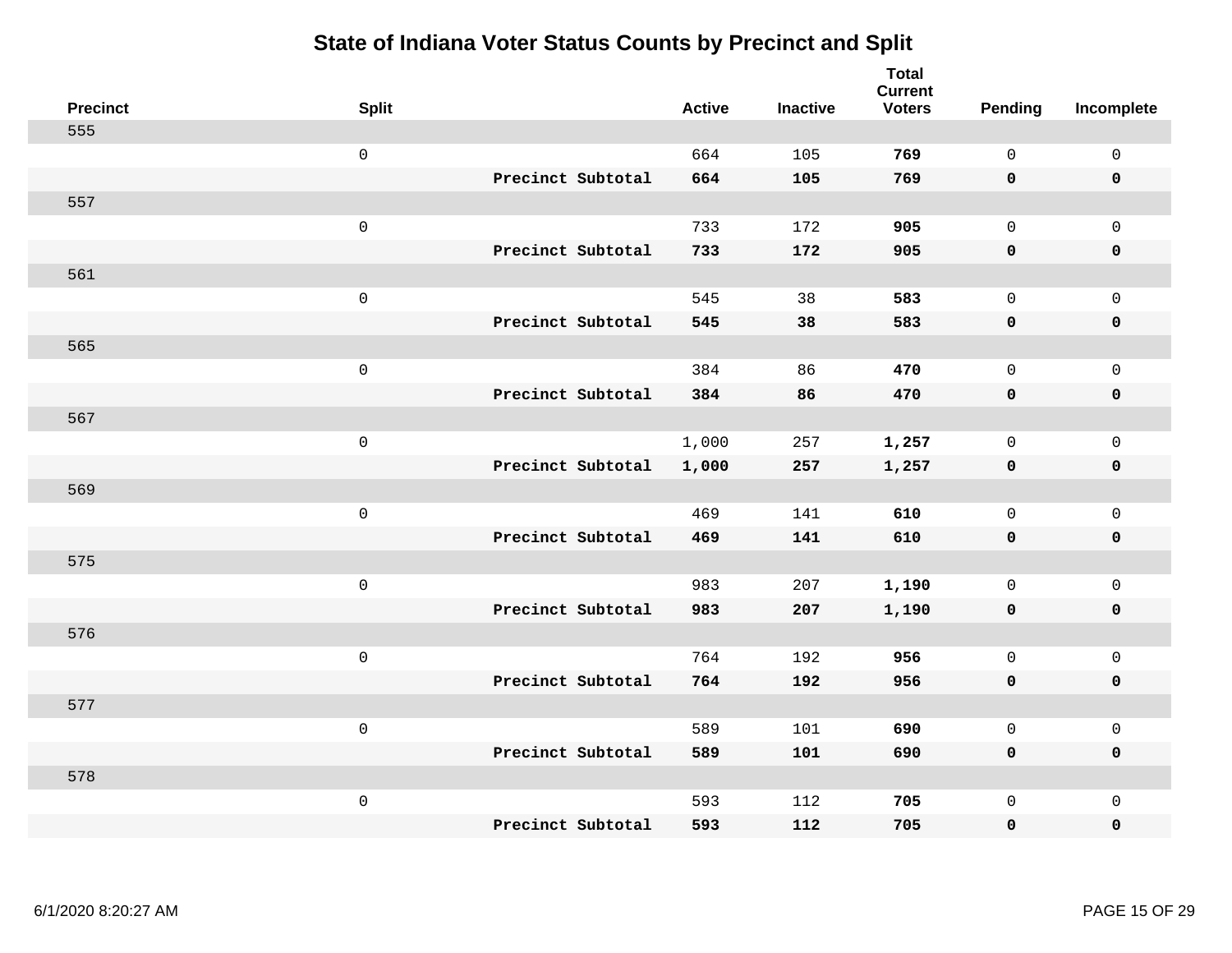# State of Indiana Voter Status Counts by Precinct and Split

| Precinct | Split | | Active | Inactive | Total Current Voters | Pending | Incomplete |
|---|---|---|---|---|---|---|---|
| 555 | | | | | | | |
| | 0 | | 664 | 105 | **769** | 0 | 0 |
| | | **Precinct Subtotal** | **664** | **105** | **769** | **0** | **0** |
| 557 | | | | | | | |
| | 0 | | 733 | 172 | **905** | 0 | 0 |
| | | **Precinct Subtotal** | **733** | **172** | **905** | **0** | **0** |
| 561 | | | | | | | |
| | 0 | | 545 | 38 | **583** | 0 | 0 |
| | | **Precinct Subtotal** | **545** | **38** | **583** | **0** | **0** |
| 565 | | | | | | | |
| | 0 | | 384 | 86 | **470** | 0 | 0 |
| | | **Precinct Subtotal** | **384** | **86** | **470** | **0** | **0** |
| 567 | | | | | | | |
| | 0 | | 1,000 | 257 | **1,257** | 0 | 0 |
| | | **Precinct Subtotal** | **1,000** | **257** | **1,257** | **0** | **0** |
| 569 | | | | | | | |
| | 0 | | 469 | 141 | **610** | 0 | 0 |
| | | **Precinct Subtotal** | **469** | **141** | **610** | **0** | **0** |
| 575 | | | | | | | |
| | 0 | | 983 | 207 | **1,190** | 0 | 0 |
| | | **Precinct Subtotal** | **983** | **207** | **1,190** | **0** | **0** |
| 576 | | | | | | | |
| | 0 | | 764 | 192 | **956** | 0 | 0 |
| | | **Precinct Subtotal** | **764** | **192** | **956** | **0** | **0** |
| 577 | | | | | | | |
| | 0 | | 589 | 101 | **690** | 0 | 0 |
| | | **Precinct Subtotal** | **589** | **101** | **690** | **0** | **0** |
| 578 | | | | | | | |
| | 0 | | 593 | 112 | **705** | 0 | 0 |
| | | **Precinct Subtotal** | **593** | **112** | **705** | **0** | **0** |

6/1/2020 8:20:27 AM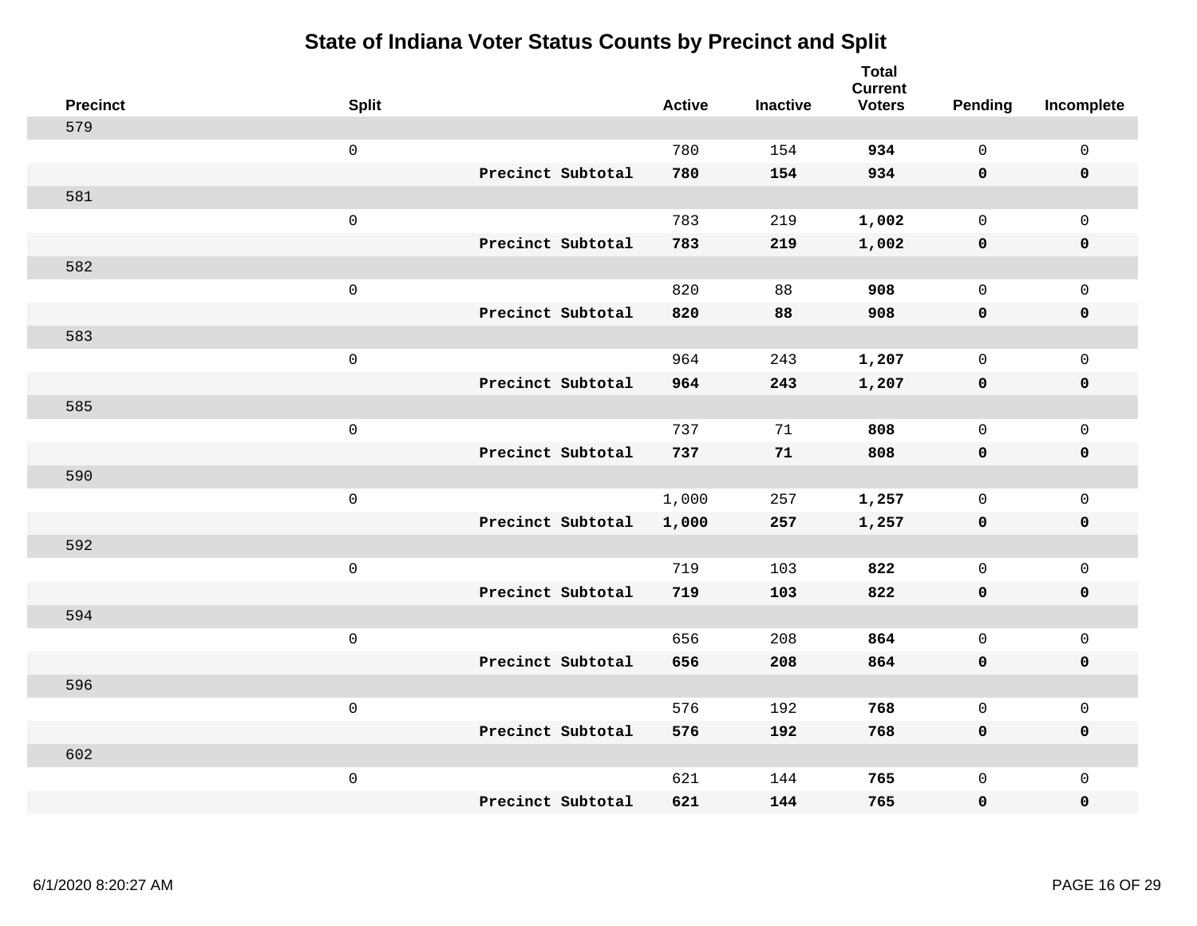# State of Indiana Voter Status Counts by Precinct and Split

| Precinct | Split | | Active | Inactive | Total Current Voters | Pending | Incomplete |
|---|---|---|---|---|---|---|---|
| 579 | | | | | | | |
| | 0 | | 780 | 154 | **934** | 0 | 0 |
| | | **Precinct Subtotal** | **780** | **154** | **934** | **0** | **0** |
| 581 | | | | | | | |
| | 0 | | 783 | 219 | **1,002** | 0 | 0 |
| | | **Precinct Subtotal** | **783** | **219** | **1,002** | **0** | **0** |
| 582 | | | | | | | |
| | 0 | | 820 | 88 | **908** | 0 | 0 |
| | | **Precinct Subtotal** | **820** | **88** | **908** | **0** | **0** |
| 583 | | | | | | | |
| | 0 | | 964 | 243 | **1,207** | 0 | 0 |
| | | **Precinct Subtotal** | **964** | **243** | **1,207** | **0** | **0** |
| 585 | | | | | | | |
| | 0 | | 737 | 71 | **808** | 0 | 0 |
| | | **Precinct Subtotal** | **737** | **71** | **808** | **0** | **0** |
| 590 | | | | | | | |
| | 0 | | 1,000 | 257 | **1,257** | 0 | 0 |
| | | **Precinct Subtotal** | **1,000** | **257** | **1,257** | **0** | **0** |
| 592 | | | | | | | |
| | 0 | | 719 | 103 | **822** | 0 | 0 |
| | | **Precinct Subtotal** | **719** | **103** | **822** | **0** | **0** |
| 594 | | | | | | | |
| | 0 | | 656 | 208 | **864** | 0 | 0 |
| | | **Precinct Subtotal** | **656** | **208** | **864** | **0** | **0** |
| 596 | | | | | | | |
| | 0 | | 576 | 192 | **768** | 0 | 0 |
| | | **Precinct Subtotal** | **576** | **192** | **768** | **0** | **0** |
| 602 | | | | | | | |
| | 0 | | 621 | 144 | **765** | 0 | 0 |
| | | **Precinct Subtotal** | **621** | **144** | **765** | **0** | **0** |

6/1/2020 8:20:27 AM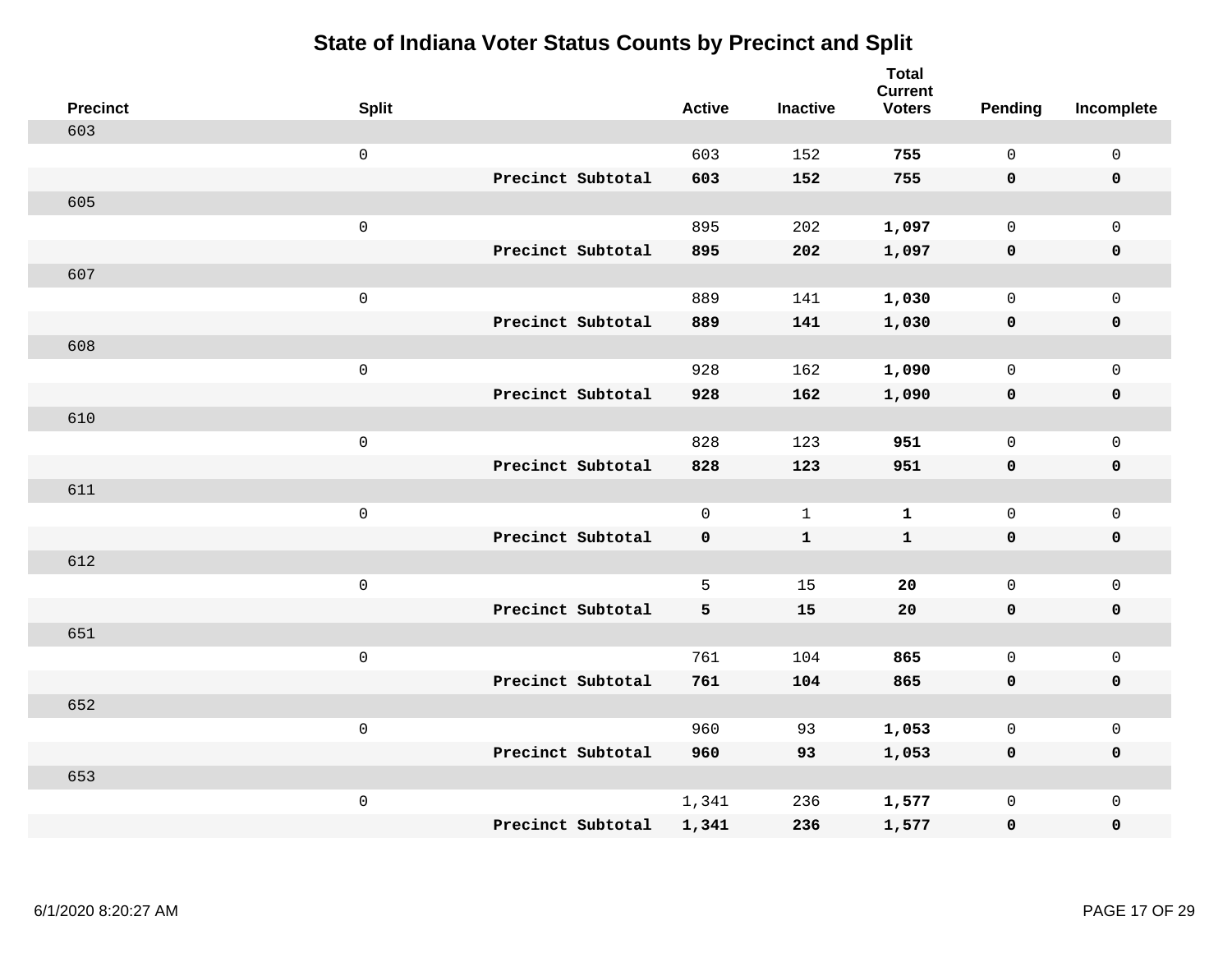# State of Indiana Voter Status Counts by Precinct and Split

| Precinct | Split | | Active | Inactive | Total Current Voters | Pending | Incomplete |
|---|---|---|---|---|---|---|---|
| 603 | | | | | | | |
| | 0 | | 603 | 152 | **755** | 0 | 0 |
| | | **Precinct Subtotal** | **603** | **152** | **755** | **0** | **0** |
| 605 | | | | | | | |
| | 0 | | 895 | 202 | **1,097** | 0 | 0 |
| | | **Precinct Subtotal** | **895** | **202** | **1,097** | **0** | **0** |
| 607 | | | | | | | |
| | 0 | | 889 | 141 | **1,030** | 0 | 0 |
| | | **Precinct Subtotal** | **889** | **141** | **1,030** | **0** | **0** |
| 608 | | | | | | | |
| | 0 | | 928 | 162 | **1,090** | 0 | 0 |
| | | **Precinct Subtotal** | **928** | **162** | **1,090** | **0** | **0** |
| 610 | | | | | | | |
| | 0 | | 828 | 123 | **951** | 0 | 0 |
| | | **Precinct Subtotal** | **828** | **123** | **951** | **0** | **0** |
| 611 | | | | | | | |
| | 0 | | 0 | 1 | **1** | 0 | 0 |
| | | **Precinct Subtotal** | **0** | **1** | **1** | **0** | **0** |
| 612 | | | | | | | |
| | 0 | | 5 | 15 | **20** | 0 | 0 |
| | | **Precinct Subtotal** | **5** | **15** | **20** | **0** | **0** |
| 651 | | | | | | | |
| | 0 | | 761 | 104 | **865** | 0 | 0 |
| | | **Precinct Subtotal** | **761** | **104** | **865** | **0** | **0** |
| 652 | | | | | | | |
| | 0 | | 960 | 93 | **1,053** | 0 | 0 |
| | | **Precinct Subtotal** | **960** | **93** | **1,053** | **0** | **0** |
| 653 | | | | | | | |
| | 0 | | 1,341 | 236 | **1,577** | 0 | 0 |
| | | **Precinct Subtotal** | **1,341** | **236** | **1,577** | **0** | **0** |

6/1/2020 8:20:27 AM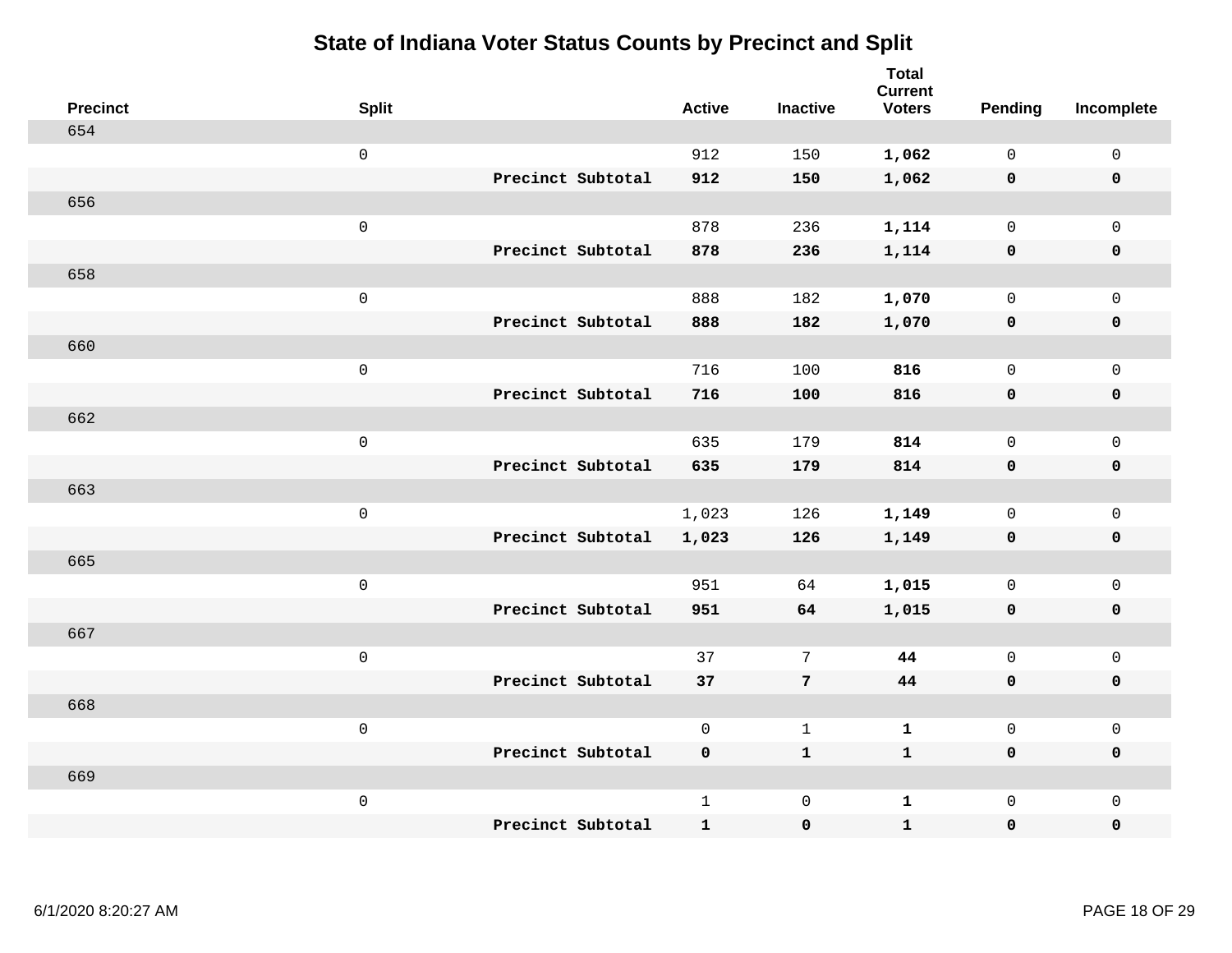# State of Indiana Voter Status Counts by Precinct and Split

| Precinct | Split | | Active | Inactive | Total Current Voters | Pending | Incomplete |
|---|---|---|---|---|---|---|---|
| 654 | | | | | | | |
| | 0 | | 912 | 150 | **1,062** | 0 | 0 |
| | | **Precinct Subtotal** | **912** | **150** | **1,062** | **0** | **0** |
| 656 | | | | | | | |
| | 0 | | 878 | 236 | **1,114** | 0 | 0 |
| | | **Precinct Subtotal** | **878** | **236** | **1,114** | **0** | **0** |
| 658 | | | | | | | |
| | 0 | | 888 | 182 | **1,070** | 0 | 0 |
| | | **Precinct Subtotal** | **888** | **182** | **1,070** | **0** | **0** |
| 660 | | | | | | | |
| | 0 | | 716 | 100 | **816** | 0 | 0 |
| | | **Precinct Subtotal** | **716** | **100** | **816** | **0** | **0** |
| 662 | | | | | | | |
| | 0 | | 635 | 179 | **814** | 0 | 0 |
| | | **Precinct Subtotal** | **635** | **179** | **814** | **0** | **0** |
| 663 | | | | | | | |
| | 0 | | 1,023 | 126 | **1,149** | 0 | 0 |
| | | **Precinct Subtotal** | **1,023** | **126** | **1,149** | **0** | **0** |
| 665 | | | | | | | |
| | 0 | | 951 | 64 | **1,015** | 0 | 0 |
| | | **Precinct Subtotal** | **951** | **64** | **1,015** | **0** | **0** |
| 667 | | | | | | | |
| | 0 | | 37 | 7 | **44** | 0 | 0 |
| | | **Precinct Subtotal** | **37** | **7** | **44** | **0** | **0** |
| 668 | | | | | | | |
| | 0 | | 0 | 1 | **1** | 0 | 0 |
| | | **Precinct Subtotal** | **0** | **1** | **1** | **0** | **0** |
| 669 | | | | | | | |
| | 0 | | 1 | 0 | **1** | 0 | 0 |
| | | **Precinct Subtotal** | **1** | **0** | **1** | **0** | **0** |

6/1/2020 8:20:27 AM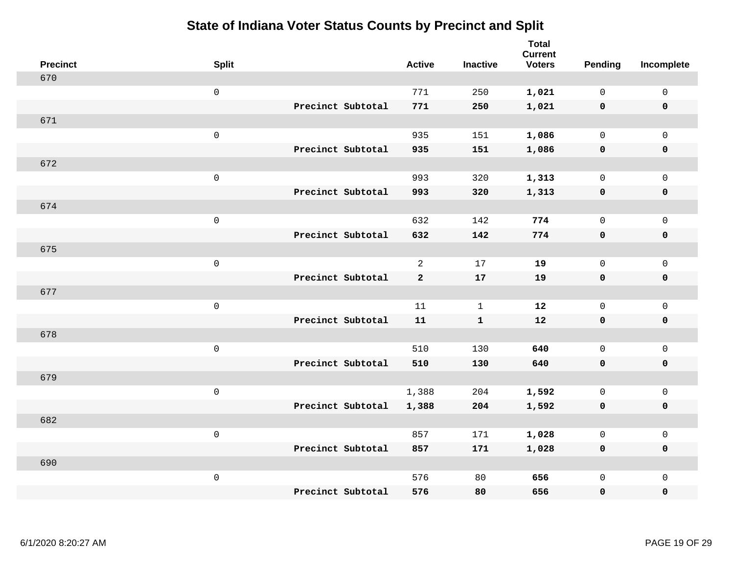# State of Indiana Voter Status Counts by Precinct and Split

| Precinct | Split | | Active | Inactive | Total Current Voters | Pending | Incomplete |
|---|---|---|---|---|---|---|---|
| 670 | | | | | | | |
| | 0 | | 771 | 250 | **1,021** | 0 | 0 |
| | | **Precinct Subtotal** | **771** | **250** | **1,021** | **0** | **0** |
| 671 | | | | | | | |
| | 0 | | 935 | 151 | **1,086** | 0 | 0 |
| | | **Precinct Subtotal** | **935** | **151** | **1,086** | **0** | **0** |
| 672 | | | | | | | |
| | 0 | | 993 | 320 | **1,313** | 0 | 0 |
| | | **Precinct Subtotal** | **993** | **320** | **1,313** | **0** | **0** |
| 674 | | | | | | | |
| | 0 | | 632 | 142 | **774** | 0 | 0 |
| | | **Precinct Subtotal** | **632** | **142** | **774** | **0** | **0** |
| 675 | | | | | | | |
| | 0 | | 2 | 17 | **19** | 0 | 0 |
| | | **Precinct Subtotal** | **2** | **17** | **19** | **0** | **0** |
| 677 | | | | | | | |
| | 0 | | 11 | 1 | **12** | 0 | 0 |
| | | **Precinct Subtotal** | **11** | **1** | **12** | **0** | **0** |
| 678 | | | | | | | |
| | 0 | | 510 | 130 | **640** | 0 | 0 |
| | | **Precinct Subtotal** | **510** | **130** | **640** | **0** | **0** |
| 679 | | | | | | | |
| | 0 | | 1,388 | 204 | **1,592** | 0 | 0 |
| | | **Precinct Subtotal** | **1,388** | **204** | **1,592** | **0** | **0** |
| 682 | | | | | | | |
| | 0 | | 857 | 171 | **1,028** | 0 | 0 |
| | | **Precinct Subtotal** | **857** | **171** | **1,028** | **0** | **0** |
| 690 | | | | | | | |
| | 0 | | 576 | 80 | **656** | 0 | 0 |
| | | **Precinct Subtotal** | **576** | **80** | **656** | **0** | **0** |

6/1/2020 8:20:27 AM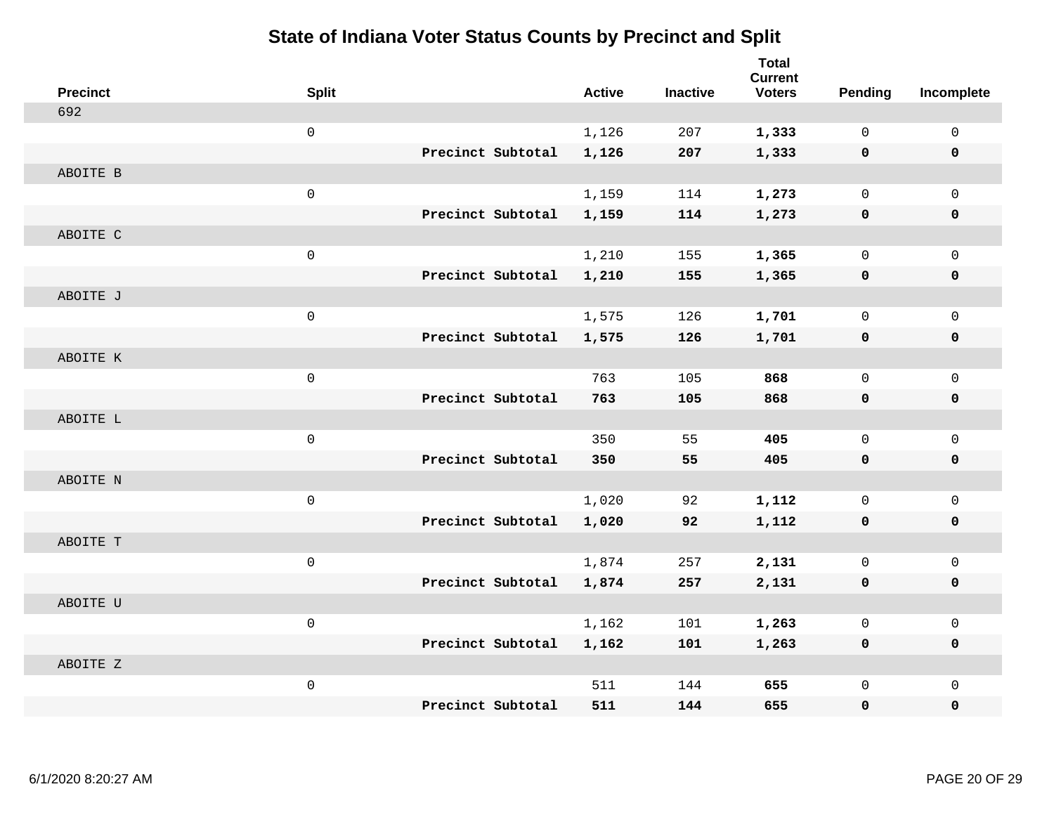# State of Indiana Voter Status Counts by Precinct and Split

| Precinct | Split | | Active | Inactive | Total Current Voters | Pending | Incomplete |
|---|---|---|---|---|---|---|---|
| 692 | | | | | | | |
| | 0 | | 1,126 | 207 | **1,333** | 0 | 0 |
| | | **Precinct Subtotal** | **1,126** | **207** | **1,333** | **0** | **0** |
| ABOITE B | | | | | | | |
| | 0 | | 1,159 | 114 | **1,273** | 0 | 0 |
| | | **Precinct Subtotal** | **1,159** | **114** | **1,273** | **0** | **0** |
| ABOITE C | | | | | | | |
| | 0 | | 1,210 | 155 | **1,365** | 0 | 0 |
| | | **Precinct Subtotal** | **1,210** | **155** | **1,365** | **0** | **0** |
| ABOITE J | | | | | | | |
| | 0 | | 1,575 | 126 | **1,701** | 0 | 0 |
| | | **Precinct Subtotal** | **1,575** | **126** | **1,701** | **0** | **0** |
| ABOITE K | | | | | | | |
| | 0 | | 763 | 105 | **868** | 0 | 0 |
| | | **Precinct Subtotal** | **763** | **105** | **868** | **0** | **0** |
| ABOITE L | | | | | | | |
| | 0 | | 350 | 55 | **405** | 0 | 0 |
| | | **Precinct Subtotal** | **350** | **55** | **405** | **0** | **0** |
| ABOITE N | | | | | | | |
| | 0 | | 1,020 | 92 | **1,112** | 0 | 0 |
| | | **Precinct Subtotal** | **1,020** | **92** | **1,112** | **0** | **0** |
| ABOITE T | | | | | | | |
| | 0 | | 1,874 | 257 | **2,131** | 0 | 0 |
| | | **Precinct Subtotal** | **1,874** | **257** | **2,131** | **0** | **0** |
| ABOITE U | | | | | | | |
| | 0 | | 1,162 | 101 | **1,263** | 0 | 0 |
| | | **Precinct Subtotal** | **1,162** | **101** | **1,263** | **0** | **0** |
| ABOITE Z | | | | | | | |
| | 0 | | 511 | 144 | **655** | 0 | 0 |
| | | **Precinct Subtotal** | **511** | **144** | **655** | **0** | **0** |

6/1/2020 8:20:27 AM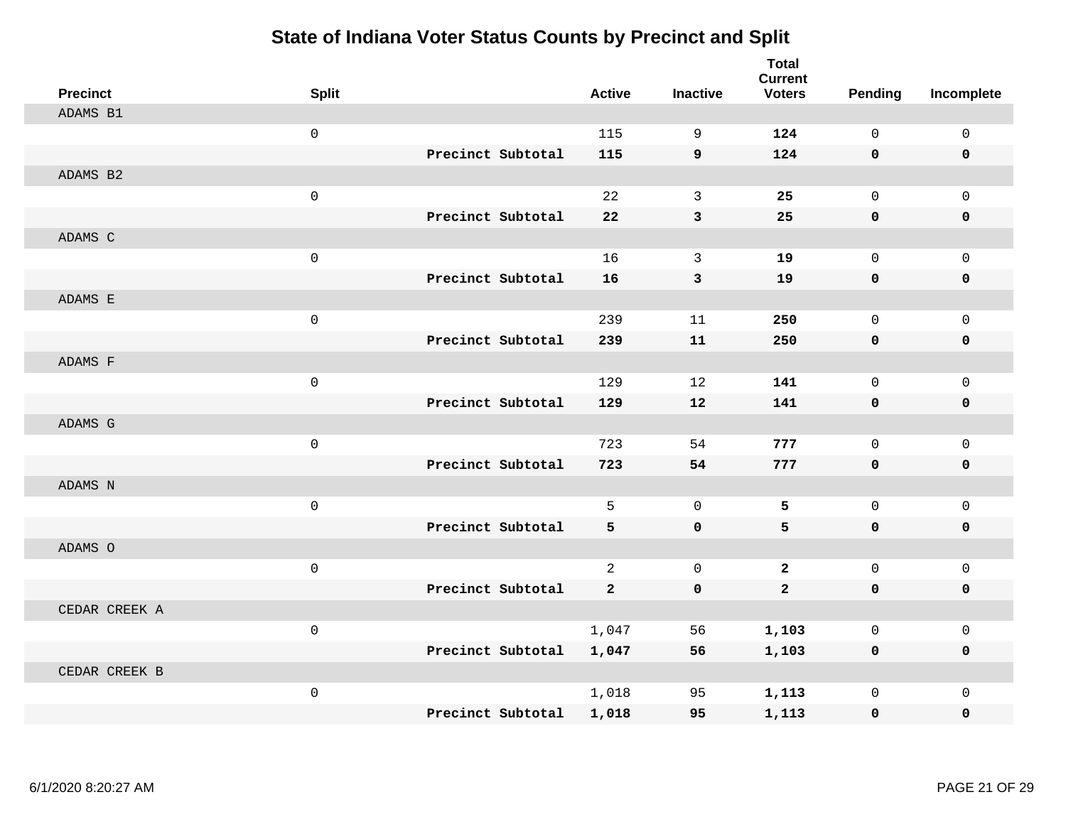# State of Indiana Voter Status Counts by Precinct and Split

| Precinct | Split | | Active | Inactive | Total Current Voters | Pending | Incomplete |
|---|---|---|---|---|---|---|---|
| ADAMS B1 | | | | | | | |
| | 0 | | 115 | 9 | **124** | 0 | 0 |
| | | **Precinct Subtotal** | **115** | **9** | **124** | **0** | **0** |
| ADAMS B2 | | | | | | | |
| | 0 | | 22 | 3 | **25** | 0 | 0 |
| | | **Precinct Subtotal** | **22** | **3** | **25** | **0** | **0** |
| ADAMS C | | | | | | | |
| | 0 | | 16 | 3 | **19** | 0 | 0 |
| | | **Precinct Subtotal** | **16** | **3** | **19** | **0** | **0** |
| ADAMS E | | | | | | | |
| | 0 | | 239 | 11 | **250** | 0 | 0 |
| | | **Precinct Subtotal** | **239** | **11** | **250** | **0** | **0** |
| ADAMS F | | | | | | | |
| | 0 | | 129 | 12 | **141** | 0 | 0 |
| | | **Precinct Subtotal** | **129** | **12** | **141** | **0** | **0** |
| ADAMS G | | | | | | | |
| | 0 | | 723 | 54 | **777** | 0 | 0 |
| | | **Precinct Subtotal** | **723** | **54** | **777** | **0** | **0** |
| ADAMS N | | | | | | | |
| | 0 | | 5 | 0 | **5** | 0 | 0 |
| | | **Precinct Subtotal** | **5** | **0** | **5** | **0** | **0** |
| ADAMS O | | | | | | | |
| | 0 | | 2 | 0 | **2** | 0 | 0 |
| | | **Precinct Subtotal** | **2** | **0** | **2** | **0** | **0** |
| CEDAR CREEK A | | | | | | | |
| | 0 | | 1,047 | 56 | **1,103** | 0 | 0 |
| | | **Precinct Subtotal** | **1,047** | **56** | **1,103** | **0** | **0** |
| CEDAR CREEK B | | | | | | | |
| | 0 | | 1,018 | 95 | **1,113** | 0 | 0 |
| | | **Precinct Subtotal** | **1,018** | **95** | **1,113** | **0** | **0** |

6/1/2020 8:20:27 AM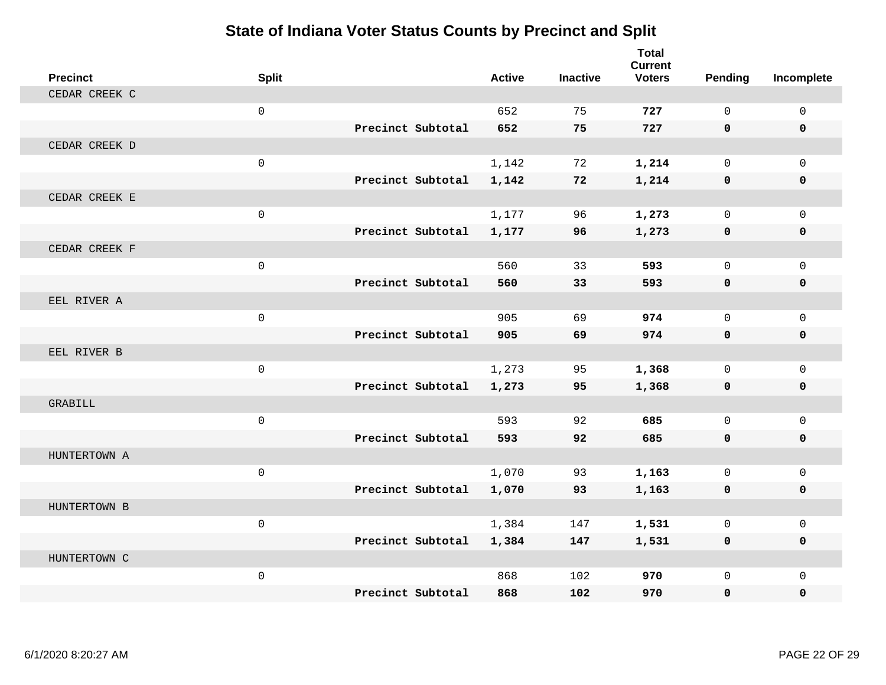# State of Indiana Voter Status Counts by Precinct and Split

| Precinct | Split | | Active | Inactive | Total Current Voters | Pending | Incomplete |
|---|---|---|---|---|---|---|---|
| CEDAR CREEK C | | | | | | | |
| | 0 | | 652 | 75 | **727** | 0 | 0 |
| | | **Precinct Subtotal** | **652** | **75** | **727** | **0** | **0** |
| CEDAR CREEK D | | | | | | | |
| | 0 | | 1,142 | 72 | **1,214** | 0 | 0 |
| | | **Precinct Subtotal** | **1,142** | **72** | **1,214** | **0** | **0** |
| CEDAR CREEK E | | | | | | | |
| | 0 | | 1,177 | 96 | **1,273** | 0 | 0 |
| | | **Precinct Subtotal** | **1,177** | **96** | **1,273** | **0** | **0** |
| CEDAR CREEK F | | | | | | | |
| | 0 | | 560 | 33 | **593** | 0 | 0 |
| | | **Precinct Subtotal** | **560** | **33** | **593** | **0** | **0** |
| EEL RIVER A | | | | | | | |
| | 0 | | 905 | 69 | **974** | 0 | 0 |
| | | **Precinct Subtotal** | **905** | **69** | **974** | **0** | **0** |
| EEL RIVER B | | | | | | | |
| | 0 | | 1,273 | 95 | **1,368** | 0 | 0 |
| | | **Precinct Subtotal** | **1,273** | **95** | **1,368** | **0** | **0** |
| GRABILL | | | | | | | |
| | 0 | | 593 | 92 | **685** | 0 | 0 |
| | | **Precinct Subtotal** | **593** | **92** | **685** | **0** | **0** |
| HUNTERTOWN A | | | | | | | |
| | 0 | | 1,070 | 93 | **1,163** | 0 | 0 |
| | | **Precinct Subtotal** | **1,070** | **93** | **1,163** | **0** | **0** |
| HUNTERTOWN B | | | | | | | |
| | 0 | | 1,384 | 147 | **1,531** | 0 | 0 |
| | | **Precinct Subtotal** | **1,384** | **147** | **1,531** | **0** | **0** |
| HUNTERTOWN C | | | | | | | |
| | 0 | | 868 | 102 | **970** | 0 | 0 |
| | | **Precinct Subtotal** | **868** | **102** | **970** | **0** | **0** |

6/1/2020 8:20:27 AM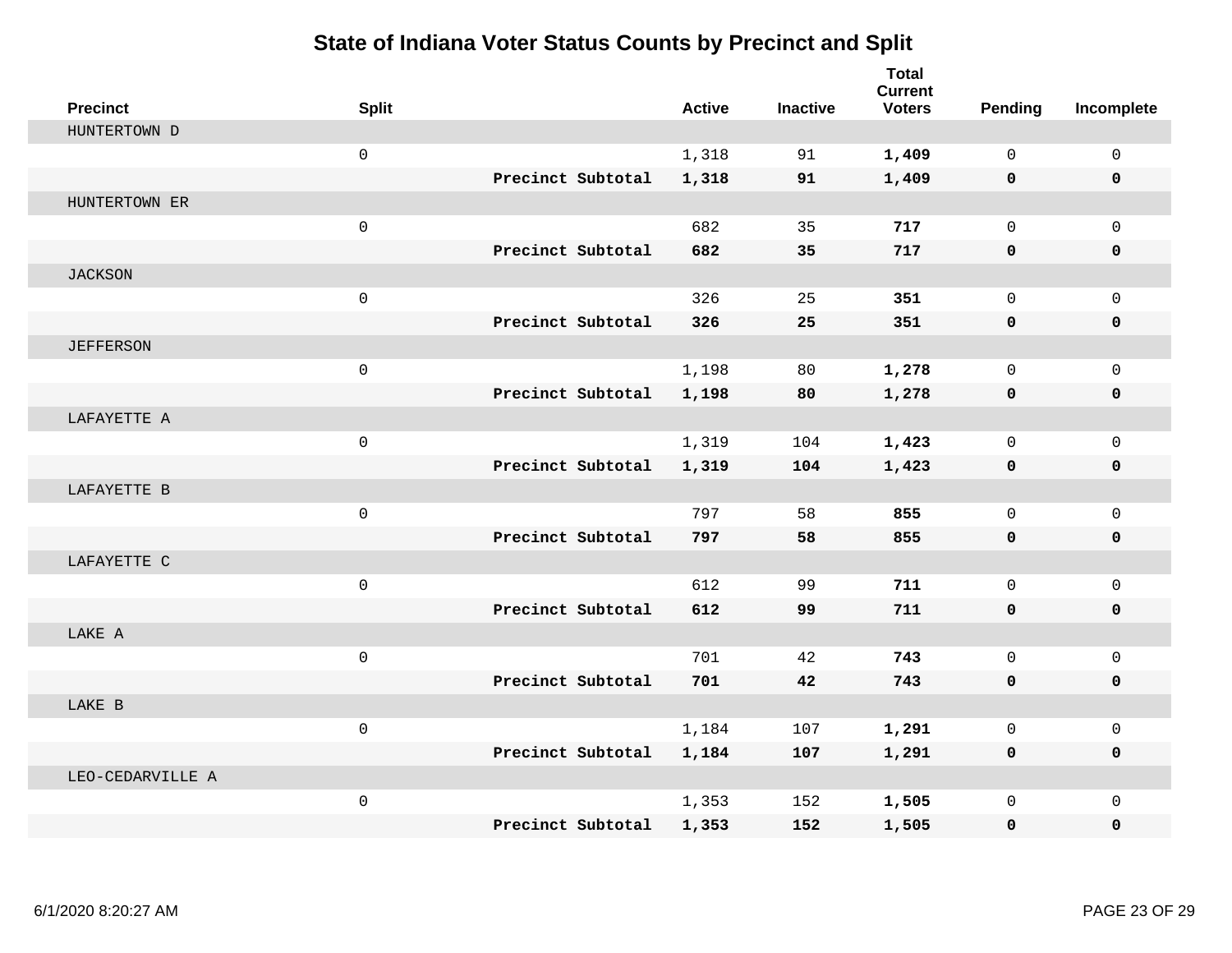# State of Indiana Voter Status Counts by Precinct and Split

| Precinct | Split | | Active | Inactive | Total Current Voters | Pending | Incomplete |
|---|---|---|---|---|---|---|---|
| HUNTERTOWN D | | | | | | | |
| | 0 | | 1,318 | 91 | **1,409** | 0 | 0 |
| | | **Precinct Subtotal** | **1,318** | **91** | **1,409** | **0** | **0** |
| HUNTERTOWN ER | | | | | | | |
| | 0 | | 682 | 35 | **717** | 0 | 0 |
| | | **Precinct Subtotal** | **682** | **35** | **717** | **0** | **0** |
| JACKSON | | | | | | | |
| | 0 | | 326 | 25 | **351** | 0 | 0 |
| | | **Precinct Subtotal** | **326** | **25** | **351** | **0** | **0** |
| JEFFERSON | | | | | | | |
| | 0 | | 1,198 | 80 | **1,278** | 0 | 0 |
| | | **Precinct Subtotal** | **1,198** | **80** | **1,278** | **0** | **0** |
| LAFAYETTE A | | | | | | | |
| | 0 | | 1,319 | 104 | **1,423** | 0 | 0 |
| | | **Precinct Subtotal** | **1,319** | **104** | **1,423** | **0** | **0** |
| LAFAYETTE B | | | | | | | |
| | 0 | | 797 | 58 | **855** | 0 | 0 |
| | | **Precinct Subtotal** | **797** | **58** | **855** | **0** | **0** |
| LAFAYETTE C | | | | | | | |
| | 0 | | 612 | 99 | **711** | 0 | 0 |
| | | **Precinct Subtotal** | **612** | **99** | **711** | **0** | **0** |
| LAKE A | | | | | | | |
| | 0 | | 701 | 42 | **743** | 0 | 0 |
| | | **Precinct Subtotal** | **701** | **42** | **743** | **0** | **0** |
| LAKE B | | | | | | | |
| | 0 | | 1,184 | 107 | **1,291** | 0 | 0 |
| | | **Precinct Subtotal** | **1,184** | **107** | **1,291** | **0** | **0** |
| LEO-CEDARVILLE A | | | | | | | |
| | 0 | | 1,353 | 152 | **1,505** | 0 | 0 |
| | | **Precinct Subtotal** | **1,353** | **152** | **1,505** | **0** | **0** |

6/1/2020 8:20:27 AM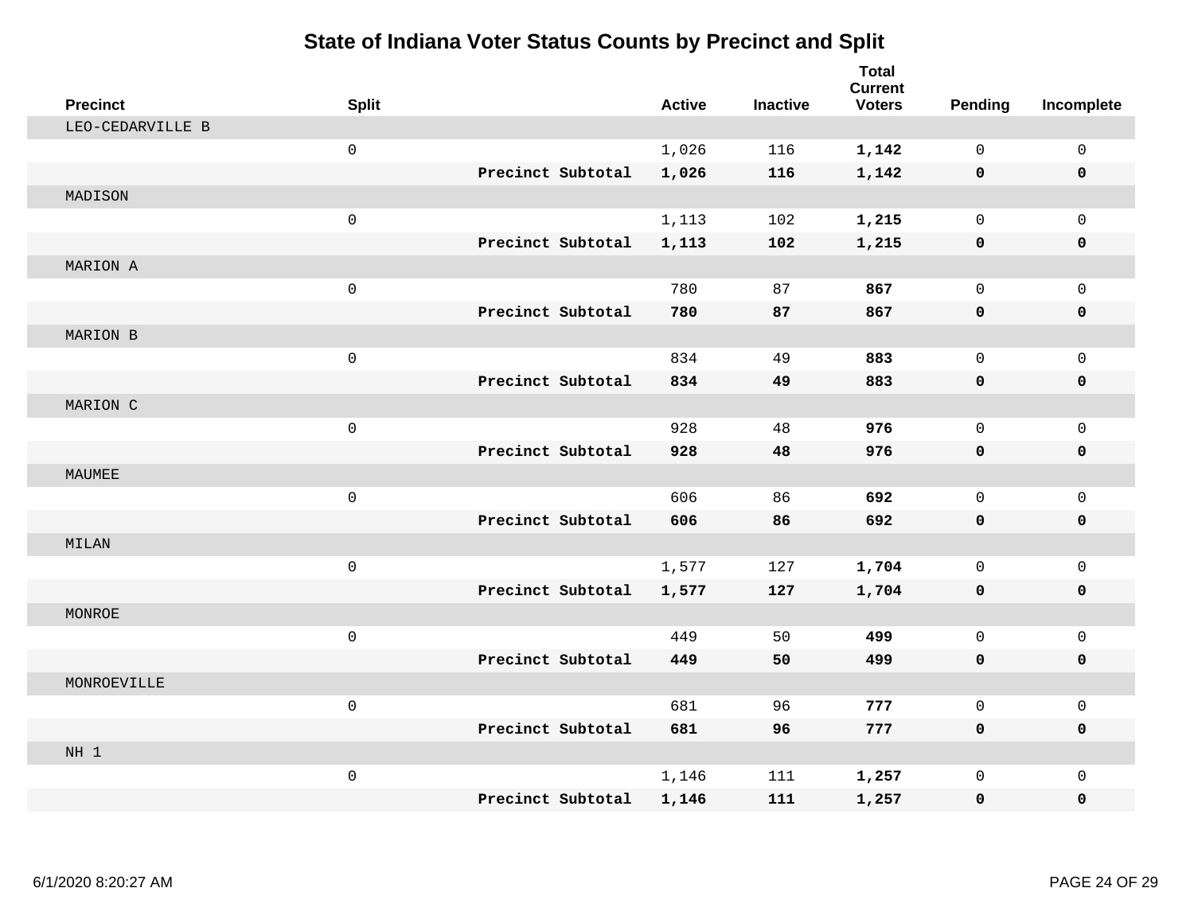# State of Indiana Voter Status Counts by Precinct and Split

| Precinct | Split | | Active | Inactive | Total Current Voters | Pending | Incomplete |
|---|---|---|---|---|---|---|---|
| LEO-CEDARVILLE B | | | | | | | |
| | 0 | | 1,026 | 116 | **1,142** | 0 | 0 |
| | | **Precinct Subtotal** | **1,026** | **116** | **1,142** | **0** | **0** |
| MADISON | | | | | | | |
| | 0 | | 1,113 | 102 | **1,215** | 0 | 0 |
| | | **Precinct Subtotal** | **1,113** | **102** | **1,215** | **0** | **0** |
| MARION A | | | | | | | |
| | 0 | | 780 | 87 | **867** | 0 | 0 |
| | | **Precinct Subtotal** | **780** | **87** | **867** | **0** | **0** |
| MARION B | | | | | | | |
| | 0 | | 834 | 49 | **883** | 0 | 0 |
| | | **Precinct Subtotal** | **834** | **49** | **883** | **0** | **0** |
| MARION C | | | | | | | |
| | 0 | | 928 | 48 | **976** | 0 | 0 |
| | | **Precinct Subtotal** | **928** | **48** | **976** | **0** | **0** |
| MAUMEE | | | | | | | |
| | 0 | | 606 | 86 | **692** | 0 | 0 |
| | | **Precinct Subtotal** | **606** | **86** | **692** | **0** | **0** |
| MILAN | | | | | | | |
| | 0 | | 1,577 | 127 | **1,704** | 0 | 0 |
| | | **Precinct Subtotal** | **1,577** | **127** | **1,704** | **0** | **0** |
| MONROE | | | | | | | |
| | 0 | | 449 | 50 | **499** | 0 | 0 |
| | | **Precinct Subtotal** | **449** | **50** | **499** | **0** | **0** |
| MONROEVILLE | | | | | | | |
| | 0 | | 681 | 96 | **777** | 0 | 0 |
| | | **Precinct Subtotal** | **681** | **96** | **777** | **0** | **0** |
| NH 1 | | | | | | | |
| | 0 | | 1,146 | 111 | **1,257** | 0 | 0 |
| | | **Precinct Subtotal** | **1,146** | **111** | **1,257** | **0** | **0** |

6/1/2020 8:20:27 AM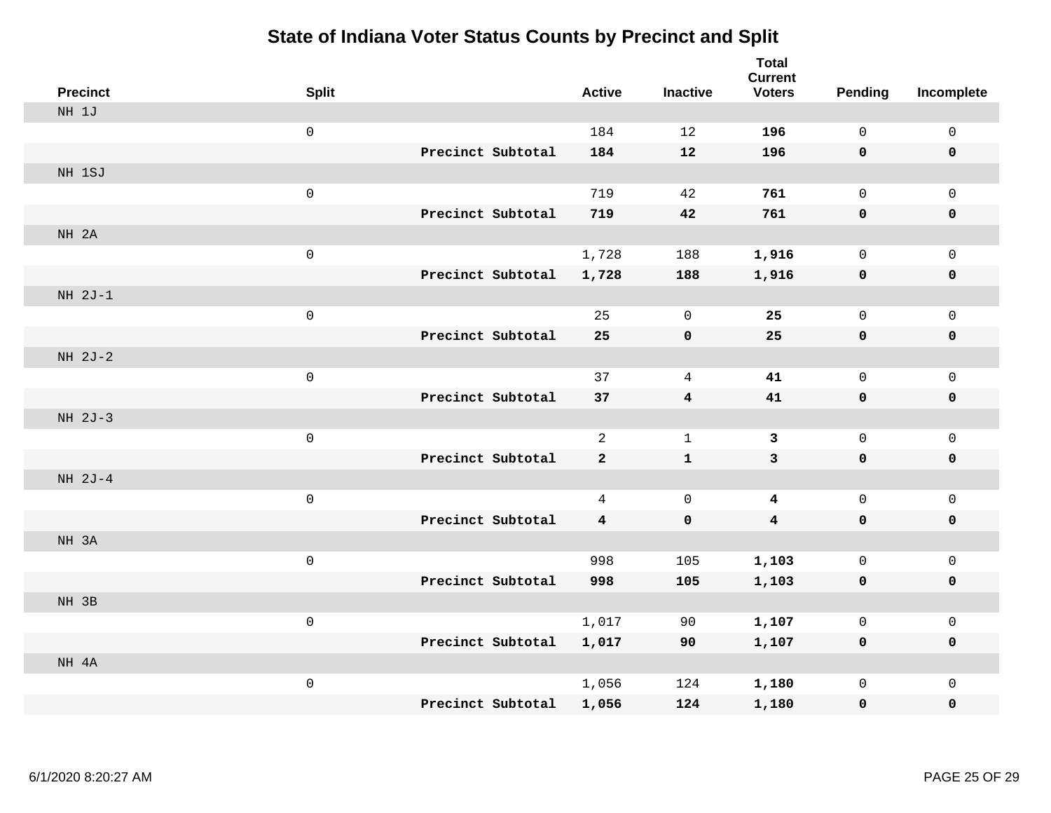# State of Indiana Voter Status Counts by Precinct and Split

| Precinct | Split | | Active | Inactive | Total Current Voters | Pending | Incomplete |
|---|---|---|---|---|---|---|---|
| NH 1J | | | | | | | |
| | 0 | | 184 | 12 | **196** | 0 | 0 |
| | | **Precinct Subtotal** | **184** | **12** | **196** | **0** | **0** |
| NH 1SJ | | | | | | | |
| | 0 | | 719 | 42 | **761** | 0 | 0 |
| | | **Precinct Subtotal** | **719** | **42** | **761** | **0** | **0** |
| NH 2A | | | | | | | |
| | 0 | | 1,728 | 188 | **1,916** | 0 | 0 |
| | | **Precinct Subtotal** | **1,728** | **188** | **1,916** | **0** | **0** |
| NH 2J-1 | | | | | | | |
| | 0 | | 25 | 0 | **25** | 0 | 0 |
| | | **Precinct Subtotal** | **25** | **0** | **25** | **0** | **0** |
| NH 2J-2 | | | | | | | |
| | 0 | | 37 | 4 | **41** | 0 | 0 |
| | | **Precinct Subtotal** | **37** | **4** | **41** | **0** | **0** |
| NH 2J-3 | | | | | | | |
| | 0 | | 2 | 1 | **3** | 0 | 0 |
| | | **Precinct Subtotal** | **2** | **1** | **3** | **0** | **0** |
| NH 2J-4 | | | | | | | |
| | 0 | | 4 | 0 | **4** | 0 | 0 |
| | | **Precinct Subtotal** | **4** | **0** | **4** | **0** | **0** |
| NH 3A | | | | | | | |
| | 0 | | 998 | 105 | **1,103** | 0 | 0 |
| | | **Precinct Subtotal** | **998** | **105** | **1,103** | **0** | **0** |
| NH 3B | | | | | | | |
| | 0 | | 1,017 | 90 | **1,107** | 0 | 0 |
| | | **Precinct Subtotal** | **1,017** | **90** | **1,107** | **0** | **0** |
| NH 4A | | | | | | | |
| | 0 | | 1,056 | 124 | **1,180** | 0 | 0 |
| | | **Precinct Subtotal** | **1,056** | **124** | **1,180** | **0** | **0** |

6/1/2020 8:20:27 AM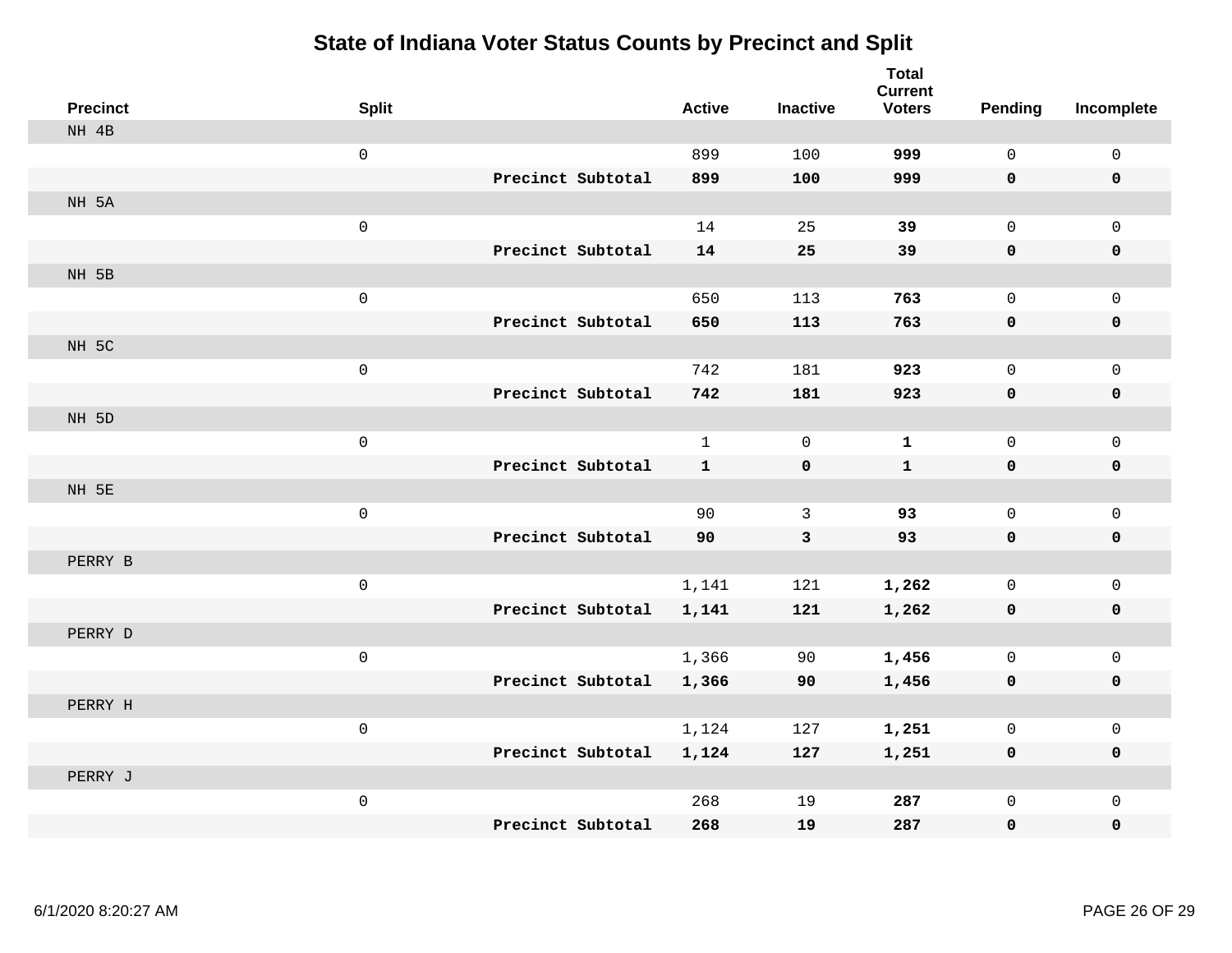# State of Indiana Voter Status Counts by Precinct and Split

| Precinct | Split | | Active | Inactive | Total Current Voters | Pending | Incomplete |
|---|---|---|---|---|---|---|---|
| NH 4B | | | | | | | |
| | 0 | | 899 | 100 | **999** | 0 | 0 |
| | | **Precinct Subtotal** | **899** | **100** | **999** | **0** | **0** |
| NH 5A | | | | | | | |
| | 0 | | 14 | 25 | **39** | 0 | 0 |
| | | **Precinct Subtotal** | **14** | **25** | **39** | **0** | **0** |
| NH 5B | | | | | | | |
| | 0 | | 650 | 113 | **763** | 0 | 0 |
| | | **Precinct Subtotal** | **650** | **113** | **763** | **0** | **0** |
| NH 5C | | | | | | | |
| | 0 | | 742 | 181 | **923** | 0 | 0 |
| | | **Precinct Subtotal** | **742** | **181** | **923** | **0** | **0** |
| NH 5D | | | | | | | |
| | 0 | | 1 | 0 | **1** | 0 | 0 |
| | | **Precinct Subtotal** | **1** | **0** | **1** | **0** | **0** |
| NH 5E | | | | | | | |
| | 0 | | 90 | 3 | **93** | 0 | 0 |
| | | **Precinct Subtotal** | **90** | **3** | **93** | **0** | **0** |
| PERRY B | | | | | | | |
| | 0 | | 1,141 | 121 | **1,262** | 0 | 0 |
| | | **Precinct Subtotal** | **1,141** | **121** | **1,262** | **0** | **0** |
| PERRY D | | | | | | | |
| | 0 | | 1,366 | 90 | **1,456** | 0 | 0 |
| | | **Precinct Subtotal** | **1,366** | **90** | **1,456** | **0** | **0** |
| PERRY H | | | | | | | |
| | 0 | | 1,124 | 127 | **1,251** | 0 | 0 |
| | | **Precinct Subtotal** | **1,124** | **127** | **1,251** | **0** | **0** |
| PERRY J | | | | | | | |
| | 0 | | 268 | 19 | **287** | 0 | 0 |
| | | **Precinct Subtotal** | **268** | **19** | **287** | **0** | **0** |

6/1/2020 8:20:27 AM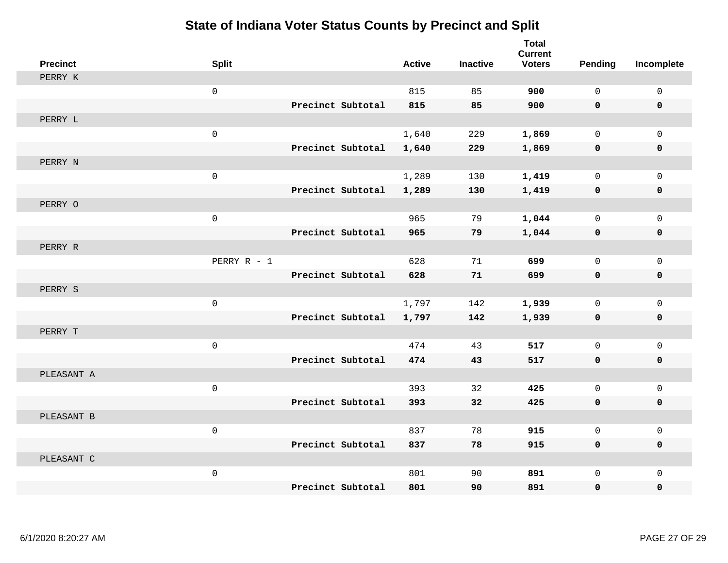# State of Indiana Voter Status Counts by Precinct and Split

| Precinct | Split | | Active | Inactive | Total Current Voters | Pending | Incomplete |
|---|---|---|---|---|---|---|---|
| PERRY K | | | | | | | |
| | 0 | | 815 | 85 | **900** | 0 | 0 |
| | | **Precinct Subtotal** | **815** | **85** | **900** | **0** | **0** |
| PERRY L | | | | | | | |
| | 0 | | 1,640 | 229 | **1,869** | 0 | 0 |
| | | **Precinct Subtotal** | **1,640** | **229** | **1,869** | **0** | **0** |
| PERRY N | | | | | | | |
| | 0 | | 1,289 | 130 | **1,419** | 0 | 0 |
| | | **Precinct Subtotal** | **1,289** | **130** | **1,419** | **0** | **0** |
| PERRY O | | | | | | | |
| | 0 | | 965 | 79 | **1,044** | 0 | 0 |
| | | **Precinct Subtotal** | **965** | **79** | **1,044** | **0** | **0** |
| PERRY R | | | | | | | |
| | PERRY R - 1 | | 628 | 71 | **699** | 0 | 0 |
| | | **Precinct Subtotal** | **628** | **71** | **699** | **0** | **0** |
| PERRY S | | | | | | | |
| | 0 | | 1,797 | 142 | **1,939** | 0 | 0 |
| | | **Precinct Subtotal** | **1,797** | **142** | **1,939** | **0** | **0** |
| PERRY T | | | | | | | |
| | 0 | | 474 | 43 | **517** | 0 | 0 |
| | | **Precinct Subtotal** | **474** | **43** | **517** | **0** | **0** |
| PLEASANT A | | | | | | | |
| | 0 | | 393 | 32 | **425** | 0 | 0 |
| | | **Precinct Subtotal** | **393** | **32** | **425** | **0** | **0** |
| PLEASANT B | | | | | | | |
| | 0 | | 837 | 78 | **915** | 0 | 0 |
| | | **Precinct Subtotal** | **837** | **78** | **915** | **0** | **0** |
| PLEASANT C | | | | | | | |
| | 0 | | 801 | 90 | **891** | 0 | 0 |
| | | **Precinct Subtotal** | **801** | **90** | **891** | **0** | **0** |

6/1/2020 8:20:27 AM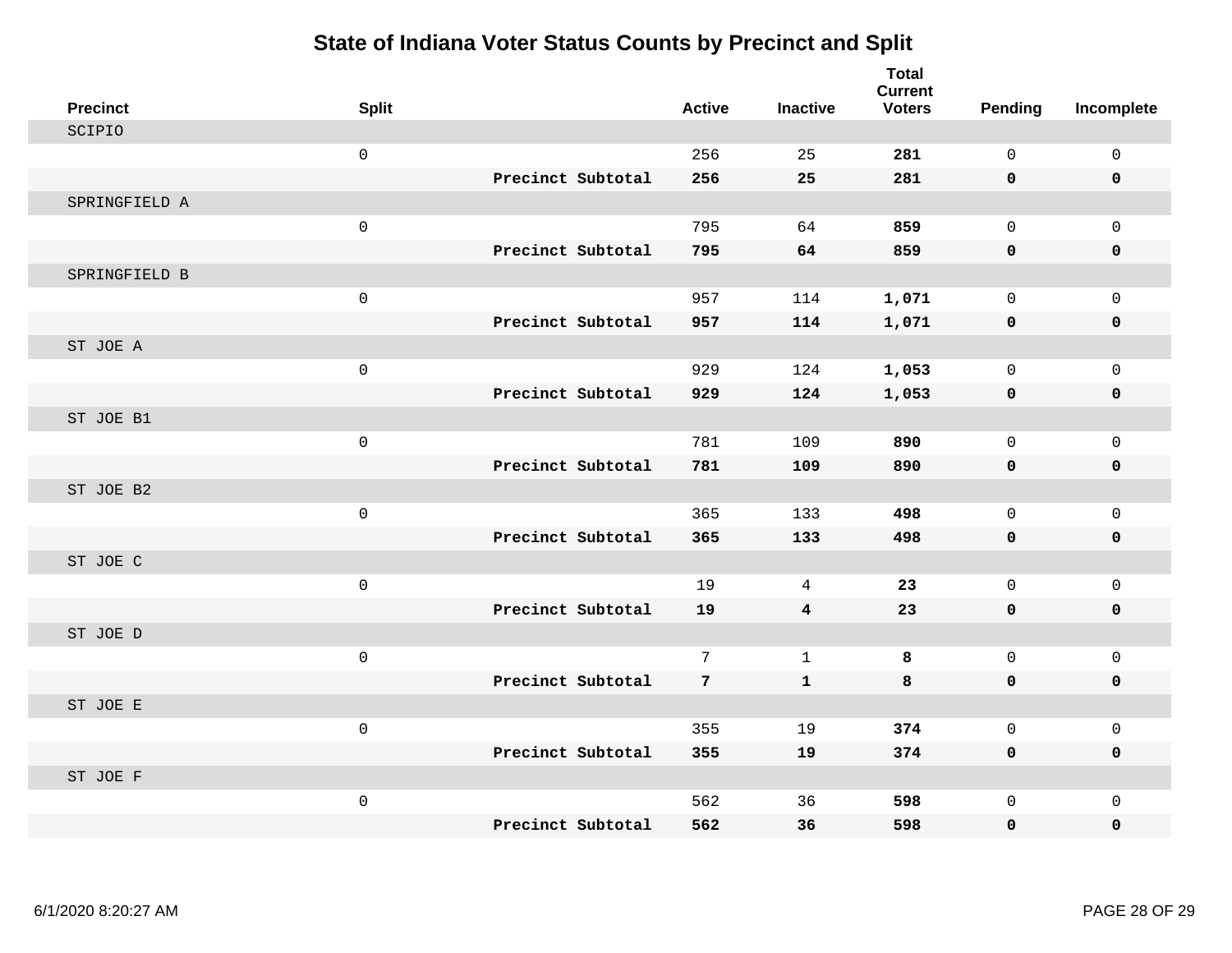# State of Indiana Voter Status Counts by Precinct and Split

| Precinct | Split | | Active | Inactive | Total Current Voters | Pending | Incomplete |
|---|---|---|---|---|---|---|---|
| SCIPIO | | | | | | | |
| | 0 | | 256 | 25 | **281** | 0 | 0 |
| | | **Precinct Subtotal** | **256** | **25** | **281** | **0** | **0** |
| SPRINGFIELD A | | | | | | | |
| | 0 | | 795 | 64 | **859** | 0 | 0 |
| | | **Precinct Subtotal** | **795** | **64** | **859** | **0** | **0** |
| SPRINGFIELD B | | | | | | | |
| | 0 | | 957 | 114 | **1,071** | 0 | 0 |
| | | **Precinct Subtotal** | **957** | **114** | **1,071** | **0** | **0** |
| ST JOE A | | | | | | | |
| | 0 | | 929 | 124 | **1,053** | 0 | 0 |
| | | **Precinct Subtotal** | **929** | **124** | **1,053** | **0** | **0** |
| ST JOE B1 | | | | | | | |
| | 0 | | 781 | 109 | **890** | 0 | 0 |
| | | **Precinct Subtotal** | **781** | **109** | **890** | **0** | **0** |
| ST JOE B2 | | | | | | | |
| | 0 | | 365 | 133 | **498** | 0 | 0 |
| | | **Precinct Subtotal** | **365** | **133** | **498** | **0** | **0** |
| ST JOE C | | | | | | | |
| | 0 | | 19 | 4 | **23** | 0 | 0 |
| | | **Precinct Subtotal** | **19** | **4** | **23** | **0** | **0** |
| ST JOE D | | | | | | | |
| | 0 | | 7 | 1 | **8** | 0 | 0 |
| | | **Precinct Subtotal** | **7** | **1** | **8** | **0** | **0** |
| ST JOE E | | | | | | | |
| | 0 | | 355 | 19 | **374** | 0 | 0 |
| | | **Precinct Subtotal** | **355** | **19** | **374** | **0** | **0** |
| ST JOE F | | | | | | | |
| | 0 | | 562 | 36 | **598** | 0 | 0 |
| | | **Precinct Subtotal** | **562** | **36** | **598** | **0** | **0** |

6/1/2020 8:20:27 AM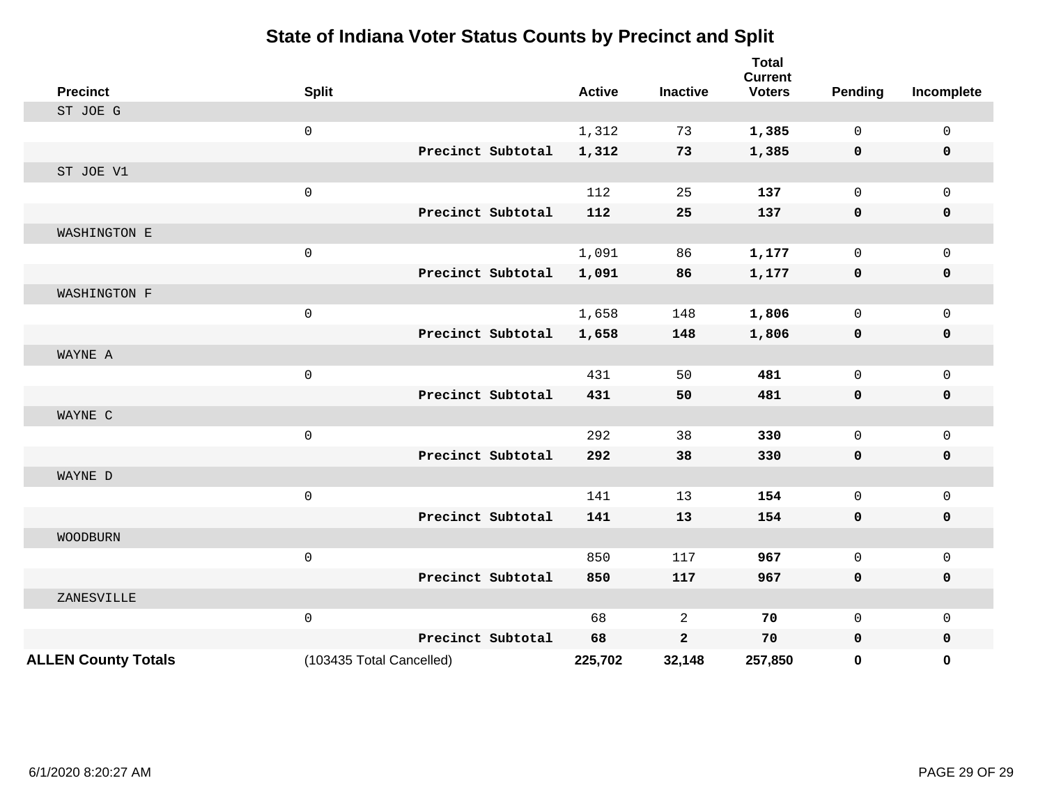# State of Indiana Voter Status Counts by Precinct and Split

| Precinct | Split | | Active | Inactive | Total Current Voters | Pending | Incomplete |
|---|---|---|---|---|---|---|---|
| ST JOE G | | | | | | | |
| | 0 | | 1,312 | 73 | **1,385** | 0 | 0 |
| | | **Precinct Subtotal** | **1,312** | **73** | **1,385** | **0** | **0** |
| ST JOE V1 | | | | | | | |
| | 0 | | 112 | 25 | **137** | 0 | 0 |
| | | **Precinct Subtotal** | **112** | **25** | **137** | **0** | **0** |
| WASHINGTON E | | | | | | | |
| | 0 | | 1,091 | 86 | **1,177** | 0 | 0 |
| | | **Precinct Subtotal** | **1,091** | **86** | **1,177** | **0** | **0** |
| WASHINGTON F | | | | | | | |
| | 0 | | 1,658 | 148 | **1,806** | 0 | 0 |
| | | **Precinct Subtotal** | **1,658** | **148** | **1,806** | **0** | **0** |
| WAYNE A | | | | | | | |
| | 0 | | 431 | 50 | **481** | 0 | 0 |
| | | **Precinct Subtotal** | **431** | **50** | **481** | **0** | **0** |
| WAYNE C | | | | | | | |
| | 0 | | 292 | 38 | **330** | 0 | 0 |
| | | **Precinct Subtotal** | **292** | **38** | **330** | **0** | **0** |
| WAYNE D | | | | | | | |
| | 0 | | 141 | 13 | **154** | 0 | 0 |
| | | **Precinct Subtotal** | **141** | **13** | **154** | **0** | **0** |
| WOODBURN | | | | | | | |
| | 0 | | 850 | 117 | **967** | 0 | 0 |
| | | **Precinct Subtotal** | **850** | **117** | **967** | **0** | **0** |
| ZANESVILLE | | | | | | | |
| | 0 | | 68 | 2 | **70** | 0 | 0 |
| | | **Precinct Subtotal** | **68** | **2** | **70** | **0** | **0** |
| **ALLEN County Totals** | (103435 Total Cancelled) | | **225,702** | **32,148** | **257,850** | **0** | **0** |

6/1/2020 8:20:27 AM